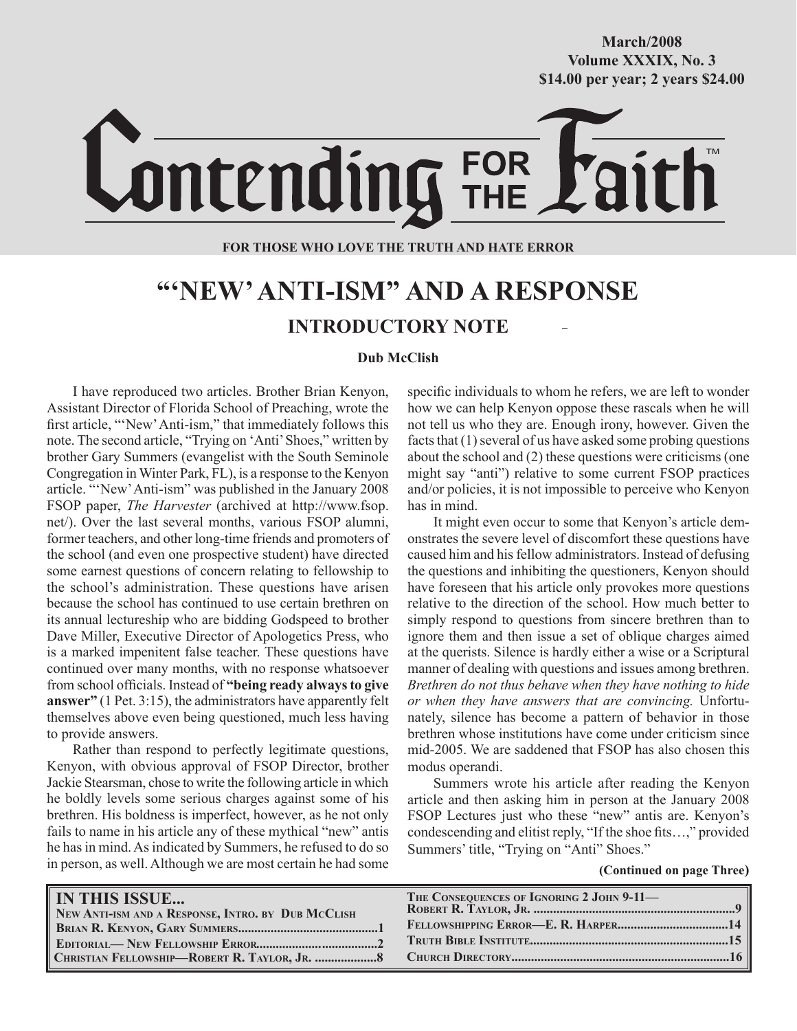March/2008
Volume XXXIX, No. 3
$14.00 per year; 2 years $24.00

# Contending FOR THE Faith™

**FOR THOSE WHO LOVE THE TRUTH AND HATE ERROR**

# "'NEW' ANTI-ISM" AND A RESPONSE

## INTRODUCTORY NOTE

**Dub McClish**

I have reproduced two articles. Brother Brian Kenyon, Assistant Director of Florida School of Preaching, wrote the first article, "'New' Anti-ism," that immediately follows this note. The second article, "Trying on 'Anti' Shoes," written by brother Gary Summers (evangelist with the South Seminole Congregation in Winter Park, FL), is a response to the Kenyon article. "'New' Anti-ism" was published in the January 2008 FSOP paper, *The Harvester* (archived at http://www.fsop.net/). Over the last several months, various FSOP alumni, former teachers, and other long-time friends and promoters of the school (and even one prospective student) have directed some earnest questions of concern relating to fellowship to the school's administration. These questions have arisen because the school has continued to use certain brethren on its annual lectureship who are bidding Godspeed to brother Dave Miller, Executive Director of Apologetics Press, who is a marked impenitent false teacher. These questions have continued over many months, with no response whatsoever from school officials. Instead of **"being ready always to give answer"** (1 Pet. 3:15), the administrators have apparently felt themselves above even being questioned, much less having to provide answers.

Rather than respond to perfectly legitimate questions, Kenyon, with obvious approval of FSOP Director, brother Jackie Stearsman, chose to write the following article in which he boldly levels some serious charges against some of his brethren. His boldness is imperfect, however, as he not only fails to name in his article any of these mythical "new" antis he has in mind. As indicated by Summers, he refused to do so in person, as well. Although we are most certain he had some specific individuals to whom he refers, we are left to wonder how we can help Kenyon oppose these rascals when he will not tell us who they are. Enough irony, however. Given the facts that (1) several of us have asked some probing questions about the school and (2) these questions were criticisms (one might say "anti") relative to some current FSOP practices and/or policies, it is not impossible to perceive who Kenyon has in mind.

It might even occur to some that Kenyon's article demonstrates the severe level of discomfort these questions have caused him and his fellow administrators. Instead of defusing the questions and inhibiting the questioners, Kenyon should have foreseen that his article only provokes more questions relative to the direction of the school. How much better to simply respond to questions from sincere brethren than to ignore them and then issue a set of oblique charges aimed at the querists. Silence is hardly either a wise or a Scriptural manner of dealing with questions and issues among brethren. *Brethren do not thus behave when they have nothing to hide or when they have answers that are convincing.* Unfortunately, silence has become a pattern of behavior in those brethren whose institutions have come under criticism since mid-2005. We are saddened that FSOP has also chosen this modus operandi.

Summers wrote his article after reading the Kenyon article and then asking him in person at the January 2008 FSOP Lectures just who these "new" antis are. Kenyon's condescending and elitist reply, "If the shoe fits…," provided Summers' title, "Trying on "Anti" Shoes."

**(Continued on page Three)**

**IN THIS ISSUE...**

| | |
|---|---|
| New Anti-ism and a Response, Intro. by Dub McClish Brian R. Kenyon, Gary Summers | 1 |
| Editorial— New Fellowship Error | 2 |
| Christian Fellowship—Robert R. Taylor, Jr. | 8 |
| The Consequences of Ignoring 2 John 9-11— Robert R. Taylor, Jr. | 9 |
| Fellowshipping Error—E. R. Harper | 14 |
| Truth Bible Institute | 15 |
| Church Directory | 16 |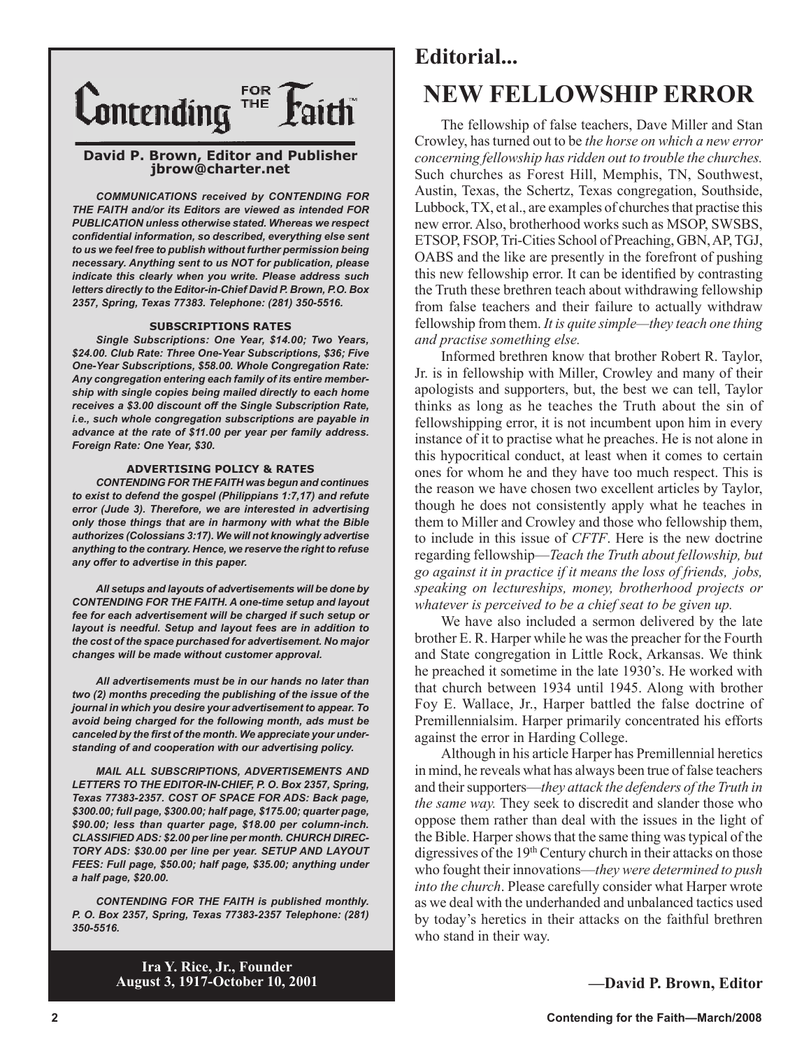# Contending FOR THE Faith™

**David P. Brown, Editor and Publisher**
**jbrow@charter.net**

***COMMUNICATIONS received by CONTENDING FOR THE FAITH and/or its Editors are viewed as intended FOR PUBLICATION unless otherwise stated. Whereas we respect confidential information, so described, everything else sent to us we feel free to publish without further permission being necessary. Anything sent to us NOT for publication, please indicate this clearly when you write. Please address such letters directly to the Editor-in-Chief David P. Brown, P.O. Box 2357, Spring, Texas 77383. Telephone: (281) 350-5516.***

**SUBSCRIPTIONS RATES**

***Single Subscriptions: One Year, $14.00; Two Years, $24.00. Club Rate: Three One-Year Subscriptions, $36; Five One-Year Subscriptions, $58.00. Whole Congregation Rate: Any congregation entering each family of its entire membership with single copies being mailed directly to each home receives a $3.00 discount off the Single Subscription Rate, i.e., such whole congregation subscriptions are payable in advance at the rate of $11.00 per year per family address. Foreign Rate: One Year, $30.***

**ADVERTISING POLICY & RATES**

***CONTENDING FOR THE FAITH was begun and continues to exist to defend the gospel (Philippians 1:7,17) and refute error (Jude 3). Therefore, we are interested in advertising only those things that are in harmony with what the Bible authorizes (Colossians 3:17). We will not knowingly advertise anything to the contrary. Hence, we reserve the right to refuse any offer to advertise in this paper.***

***All setups and layouts of advertisements will be done by CONTENDING FOR THE FAITH. A one-time setup and layout fee for each advertisement will be charged if such setup or layout is needful. Setup and layout fees are in addition to the cost of the space purchased for advertisement. No major changes will be made without customer approval.***

***All advertisements must be in our hands no later than two (2) months preceding the publishing of the issue of the journal in which you desire your advertisement to appear. To avoid being charged for the following month, ads must be canceled by the first of the month. We appreciate your understanding of and cooperation with our advertising policy.***

***MAIL ALL SUBSCRIPTIONS, ADVERTISEMENTS AND LETTERS TO THE EDITOR-IN-CHIEF, P. O. Box 2357, Spring, Texas 77383-2357. COST OF SPACE FOR ADS: Back page, $300.00; full page, $300.00; half page, $175.00; quarter page, $90.00; less than quarter page, $18.00 per column-inch. CLASSIFIED ADS: $2.00 per line per month. CHURCH DIRECTORY ADS: $30.00 per line per year. SETUP AND LAYOUT FEES: Full page, $50.00; half page, $35.00; anything under a half page, $20.00.***

***CONTENDING FOR THE FAITH is published monthly. P. O. Box 2357, Spring, Texas 77383-2357 Telephone: (281) 350-5516.***

**Ira Y. Rice, Jr., Founder**
**August 3, 1917-October 10, 2001**

## Editorial...

# NEW FELLOWSHIP ERROR

The fellowship of false teachers, Dave Miller and Stan Crowley, has turned out to be *the horse on which a new error concerning fellowship has ridden out to trouble the churches.* Such churches as Forest Hill, Memphis, TN, Southwest, Austin, Texas, the Schertz, Texas congregation, Southside, Lubbock, TX, et al., are examples of churches that practise this new error. Also, brotherhood works such as MSOP, SWSBS, ETSOP, FSOP, Tri-Cities School of Preaching, GBN, AP, TGJ, OABS and the like are presently in the forefront of pushing this new fellowship error. It can be identified by contrasting the Truth these brethren teach about withdrawing fellowship from false teachers and their failure to actually withdraw fellowship from them. *It is quite simple—they teach one thing and practise something else.*

Informed brethren know that brother Robert R. Taylor, Jr. is in fellowship with Miller, Crowley and many of their apologists and supporters, but, the best we can tell, Taylor thinks as long as he teaches the Truth about the sin of fellowshipping error, it is not incumbent upon him in every instance of it to practise what he preaches. He is not alone in this hypocritical conduct, at least when it comes to certain ones for whom he and they have too much respect. This is the reason we have chosen two excellent articles by Taylor, though he does not consistently apply what he teaches in them to Miller and Crowley and those who fellowship them, to include in this issue of *CFTF*. Here is the new doctrine regarding fellowship—*Teach the Truth about fellowship, but go against it in practice if it means the loss of friends, jobs, speaking on lectureships, money, brotherhood projects or whatever is perceived to be a chief seat to be given up.*

We have also included a sermon delivered by the late brother E. R. Harper while he was the preacher for the Fourth and State congregation in Little Rock, Arkansas. We think he preached it sometime in the late 1930's. He worked with that church between 1934 until 1945. Along with brother Foy E. Wallace, Jr., Harper battled the false doctrine of Premillennialsim. Harper primarily concentrated his efforts against the error in Harding College.

Although in his article Harper has Premillennial heretics in mind, he reveals what has always been true of false teachers and their supporters—*they attack the defenders of the Truth in the same way.* They seek to discredit and slander those who oppose them rather than deal with the issues in the light of the Bible. Harper shows that the same thing was typical of the digressives of the 19th Century church in their attacks on those who fought their innovations—*they were determined to push into the church*. Please carefully consider what Harper wrote as we deal with the underhanded and unbalanced tactics used by today's heretics in their attacks on the faithful brethren who stand in their way.

**—David P. Brown, Editor**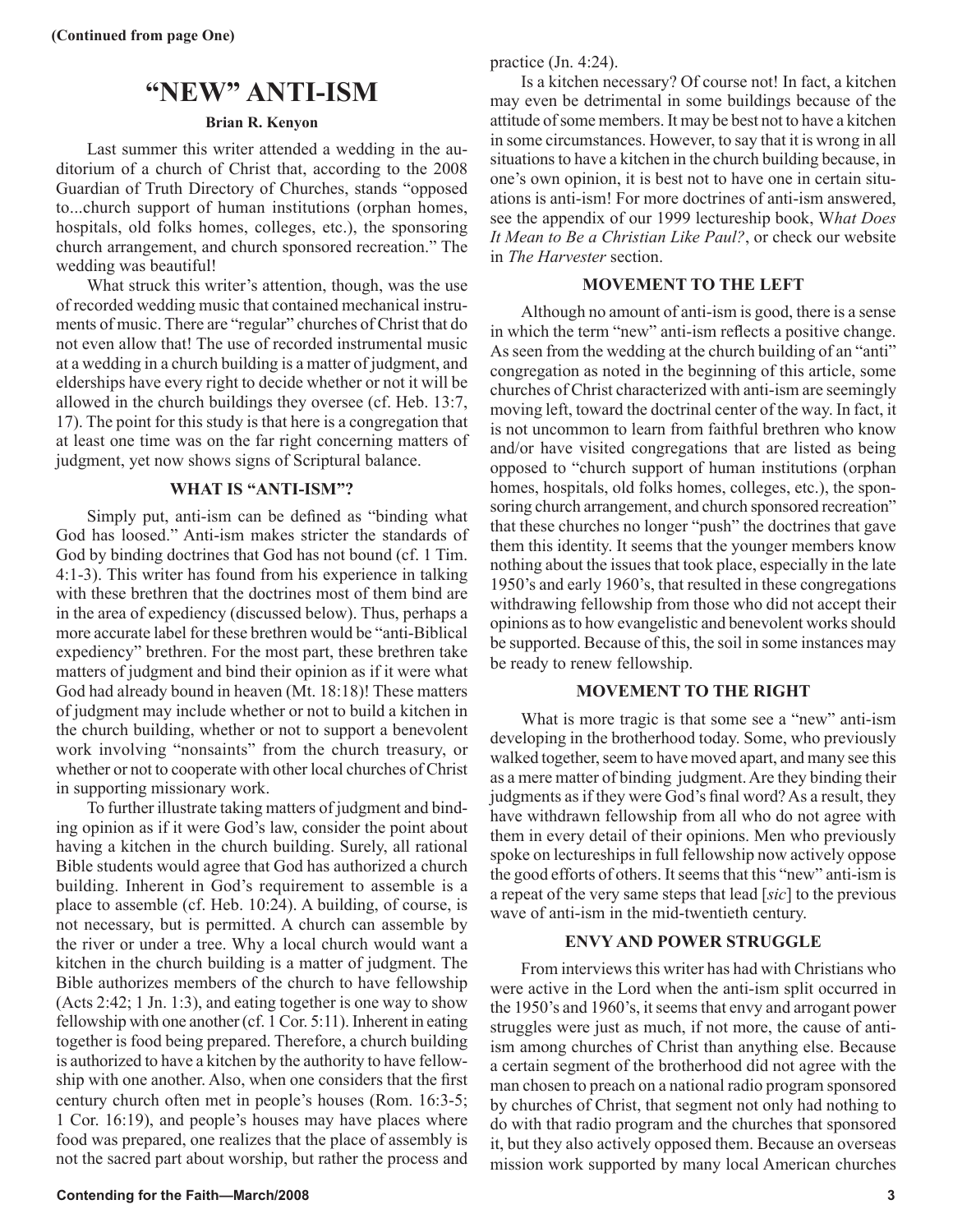**(Continued from page One)**

# "NEW" ANTI-ISM

**Brian R. Kenyon**

Last summer this writer attended a wedding in the auditorium of a church of Christ that, according to the 2008 Guardian of Truth Directory of Churches, stands "opposed to...church support of human institutions (orphan homes, hospitals, old folks homes, colleges, etc.), the sponsoring church arrangement, and church sponsored recreation." The wedding was beautiful!

What struck this writer's attention, though, was the use of recorded wedding music that contained mechanical instruments of music. There are "regular" churches of Christ that do not even allow that! The use of recorded instrumental music at a wedding in a church building is a matter of judgment, and elderships have every right to decide whether or not it will be allowed in the church buildings they oversee (cf. Heb. 13:7, 17). The point for this study is that here is a congregation that at least one time was on the far right concerning matters of judgment, yet now shows signs of Scriptural balance.

## WHAT IS "ANTI-ISM"?

Simply put, anti-ism can be defined as "binding what God has loosed." Anti-ism makes stricter the standards of God by binding doctrines that God has not bound (cf. 1 Tim. 4:1-3). This writer has found from his experience in talking with these brethren that the doctrines most of them bind are in the area of expediency (discussed below). Thus, perhaps a more accurate label for these brethren would be "anti-Biblical expediency" brethren. For the most part, these brethren take matters of judgment and bind their opinion as if it were what God had already bound in heaven (Mt. 18:18)! These matters of judgment may include whether or not to build a kitchen in the church building, whether or not to support a benevolent work involving "nonsaints" from the church treasury, or whether or not to cooperate with other local churches of Christ in supporting missionary work.

To further illustrate taking matters of judgment and binding opinion as if it were God's law, consider the point about having a kitchen in the church building. Surely, all rational Bible students would agree that God has authorized a church building. Inherent in God's requirement to assemble is a place to assemble (cf. Heb. 10:24). A building, of course, is not necessary, but is permitted. A church can assemble by the river or under a tree. Why a local church would want a kitchen in the church building is a matter of judgment. The Bible authorizes members of the church to have fellowship (Acts 2:42; 1 Jn. 1:3), and eating together is one way to show fellowship with one another (cf. 1 Cor. 5:11). Inherent in eating together is food being prepared. Therefore, a church building is authorized to have a kitchen by the authority to have fellowship with one another. Also, when one considers that the first century church often met in people's houses (Rom. 16:3-5; 1 Cor. 16:19), and people's houses may have places where food was prepared, one realizes that the place of assembly is not the sacred part about worship, but rather the process and practice (Jn. 4:24).

Is a kitchen necessary? Of course not! In fact, a kitchen may even be detrimental in some buildings because of the attitude of some members. It may be best not to have a kitchen in some circumstances. However, to say that it is wrong in all situations to have a kitchen in the church building because, in one's own opinion, it is best not to have one in certain situations is anti-ism! For more doctrines of anti-ism answered, see the appendix of our 1999 lectureship book, *What Does It Mean to Be a Christian Like Paul?*, or check our website in *The Harvester* section.

## MOVEMENT TO THE LEFT

Although no amount of anti-ism is good, there is a sense in which the term "new" anti-ism reflects a positive change. As seen from the wedding at the church building of an "anti" congregation as noted in the beginning of this article, some churches of Christ characterized with anti-ism are seemingly moving left, toward the doctrinal center of the way. In fact, it is not uncommon to learn from faithful brethren who know and/or have visited congregations that are listed as being opposed to "church support of human institutions (orphan homes, hospitals, old folks homes, colleges, etc.), the sponsoring church arrangement, and church sponsored recreation" that these churches no longer "push" the doctrines that gave them this identity. It seems that the younger members know nothing about the issues that took place, especially in the late 1950's and early 1960's, that resulted in these congregations withdrawing fellowship from those who did not accept their opinions as to how evangelistic and benevolent works should be supported. Because of this, the soil in some instances may be ready to renew fellowship.

## MOVEMENT TO THE RIGHT

What is more tragic is that some see a "new" anti-ism developing in the brotherhood today. Some, who previously walked together, seem to have moved apart, and many see this as a mere matter of binding judgment. Are they binding their judgments as if they were God's final word? As a result, they have withdrawn fellowship from all who do not agree with them in every detail of their opinions. Men who previously spoke on lectureships in full fellowship now actively oppose the good efforts of others. It seems that this "new" anti-ism is a repeat of the very same steps that lead [*sic*] to the previous wave of anti-ism in the mid-twentieth century.

## ENVY AND POWER STRUGGLE

From interviews this writer has had with Christians who were active in the Lord when the anti-ism split occurred in the 1950's and 1960's, it seems that envy and arrogant power struggles were just as much, if not more, the cause of anti-ism among churches of Christ than anything else. Because a certain segment of the brotherhood did not agree with the man chosen to preach on a national radio program sponsored by churches of Christ, that segment not only had nothing to do with that radio program and the churches that sponsored it, but they also actively opposed them. Because an overseas mission work supported by many local American churches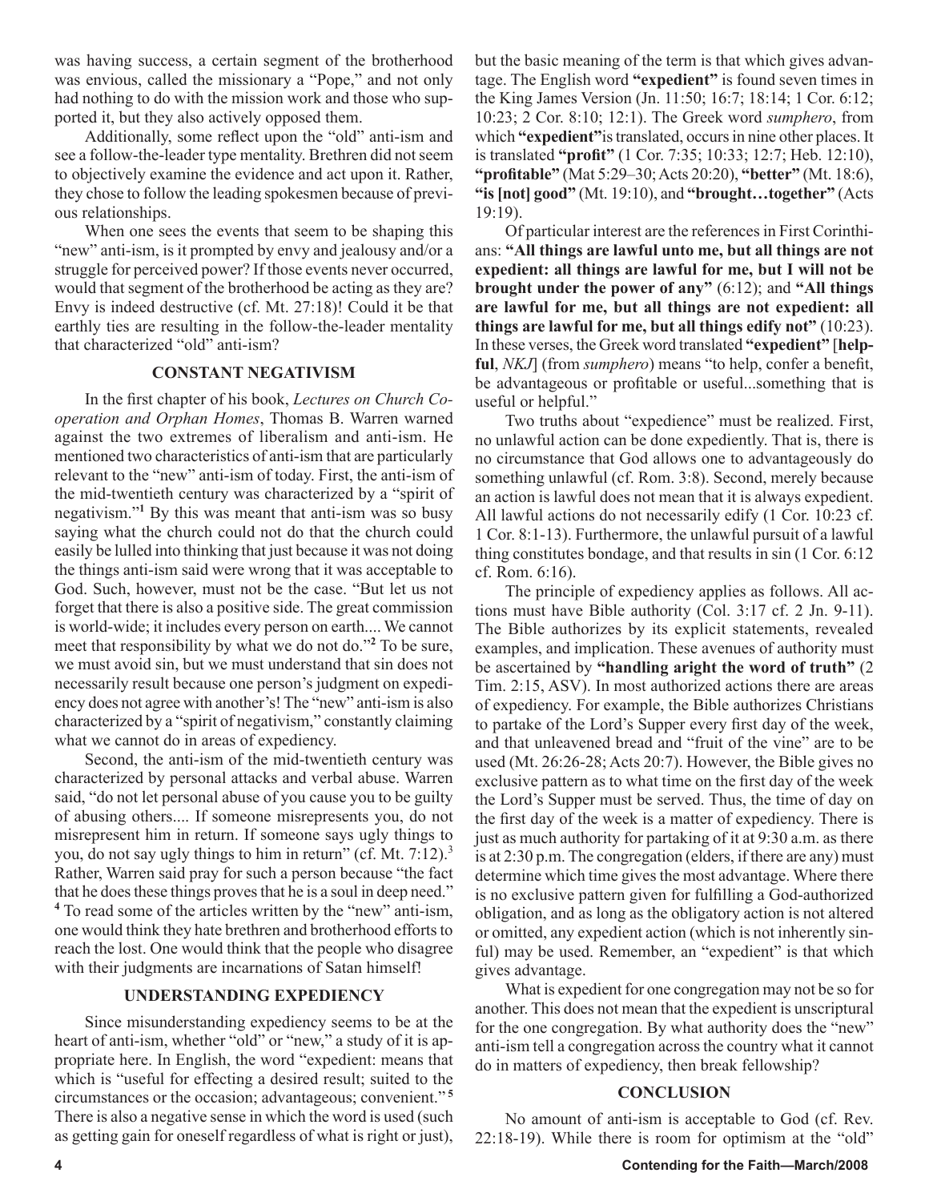was having success, a certain segment of the brotherhood was envious, called the missionary a "Pope," and not only had nothing to do with the mission work and those who supported it, but they also actively opposed them.

Additionally, some reflect upon the "old" anti-ism and see a follow-the-leader type mentality. Brethren did not seem to objectively examine the evidence and act upon it. Rather, they chose to follow the leading spokesmen because of previous relationships.

When one sees the events that seem to be shaping this "new" anti-ism, is it prompted by envy and jealousy and/or a struggle for perceived power? If those events never occurred, would that segment of the brotherhood be acting as they are? Envy is indeed destructive (cf. Mt. 27:18)! Could it be that earthly ties are resulting in the follow-the-leader mentality that characterized "old" anti-ism?

## CONSTANT NEGATIVISM

In the first chapter of his book, *Lectures on Church Cooperation and Orphan Homes*, Thomas B. Warren warned against the two extremes of liberalism and anti-ism. He mentioned two characteristics of anti-ism that are particularly relevant to the "new" anti-ism of today. First, the anti-ism of the mid-twentieth century was characterized by a "spirit of negativism."[1] By this was meant that anti-ism was so busy saying what the church could not do that the church could easily be lulled into thinking that just because it was not doing the things anti-ism said were wrong that it was acceptable to God. Such, however, must not be the case. "But let us not forget that there is also a positive side. The great commission is world-wide; it includes every person on earth.... We cannot meet that responsibility by what we do not do."[2] To be sure, we must avoid sin, but we must understand that sin does not necessarily result because one person's judgment on expediency does not agree with another's! The "new" anti-ism is also characterized by a "spirit of negativism," constantly claiming what we cannot do in areas of expediency.

Second, the anti-ism of the mid-twentieth century was characterized by personal attacks and verbal abuse. Warren said, "do not let personal abuse of you cause you to be guilty of abusing others.... If someone misrepresents you, do not misrepresent him in return. If someone says ugly things to you, do not say ugly things to him in return" (cf. Mt. 7:12).[3] Rather, Warren said pray for such a person because "the fact that he does these things proves that he is a soul in deep need."[4] To read some of the articles written by the "new" anti-ism, one would think they hate brethren and brotherhood efforts to reach the lost. One would think that the people who disagree with their judgments are incarnations of Satan himself!

## UNDERSTANDING EXPEDIENCY

Since misunderstanding expediency seems to be at the heart of anti-ism, whether "old" or "new," a study of it is appropriate here. In English, the word "expedient: means that which is "useful for effecting a desired result; suited to the circumstances or the occasion; advantageous; convenient."[5] There is also a negative sense in which the word is used (such as getting gain for oneself regardless of what is right or just), but the basic meaning of the term is that which gives advantage. The English word **"expedient"** is found seven times in the King James Version (Jn. 11:50; 16:7; 18:14; 1 Cor. 6:12; 10:23; 2 Cor. 8:10; 12:1). The Greek word *sumphero*, from which **"expedient"** is translated, occurs in nine other places. It is translated **"profit"** (1 Cor. 7:35; 10:33; 12:7; Heb. 12:10), **"profitable"** (Mat 5:29–30; Acts 20:20), **"better"** (Mt. 18:6), **"is [not] good"** (Mt. 19:10), and **"brought…together"** (Acts 19:19).

Of particular interest are the references in First Corinthians: **"All things are lawful unto me, but all things are not expedient: all things are lawful for me, but I will not be brought under the power of any"** (6:12); and **"All things are lawful for me, but all things are not expedient: all things are lawful for me, but all things edify not"** (10:23). In these verses, the Greek word translated **"expedient"** [**helpful**, *NKJ*] (from *sumphero*) means "to help, confer a benefit, be advantageous or profitable or useful...something that is useful or helpful."

Two truths about "expedience" must be realized. First, no unlawful action can be done expediently. That is, there is no circumstance that God allows one to advantageously do something unlawful (cf. Rom. 3:8). Second, merely because an action is lawful does not mean that it is always expedient. All lawful actions do not necessarily edify (1 Cor. 10:23 cf. 1 Cor. 8:1-13). Furthermore, the unlawful pursuit of a lawful thing constitutes bondage, and that results in sin (1 Cor. 6:12 cf. Rom. 6:16).

The principle of expediency applies as follows. All actions must have Bible authority (Col. 3:17 cf. 2 Jn. 9-11). The Bible authorizes by its explicit statements, revealed examples, and implication. These avenues of authority must be ascertained by **"handling aright the word of truth"** (2 Tim. 2:15, ASV). In most authorized actions there are areas of expediency. For example, the Bible authorizes Christians to partake of the Lord's Supper every first day of the week, and that unleavened bread and "fruit of the vine" are to be used (Mt. 26:26-28; Acts 20:7). However, the Bible gives no exclusive pattern as to what time on the first day of the week the Lord's Supper must be served. Thus, the time of day on the first day of the week is a matter of expediency. There is just as much authority for partaking of it at 9:30 a.m. as there is at 2:30 p.m. The congregation (elders, if there are any) must determine which time gives the most advantage. Where there is no exclusive pattern given for fulfilling a God-authorized obligation, and as long as the obligatory action is not altered or omitted, any expedient action (which is not inherently sinful) may be used. Remember, an "expedient" is that which gives advantage.

What is expedient for one congregation may not be so for another. This does not mean that the expedient is unscriptural for the one congregation. By what authority does the "new" anti-ism tell a congregation across the country what it cannot do in matters of expediency, then break fellowship?

## CONCLUSION

No amount of anti-ism is acceptable to God (cf. Rev. 22:18-19). While there is room for optimism at the "old"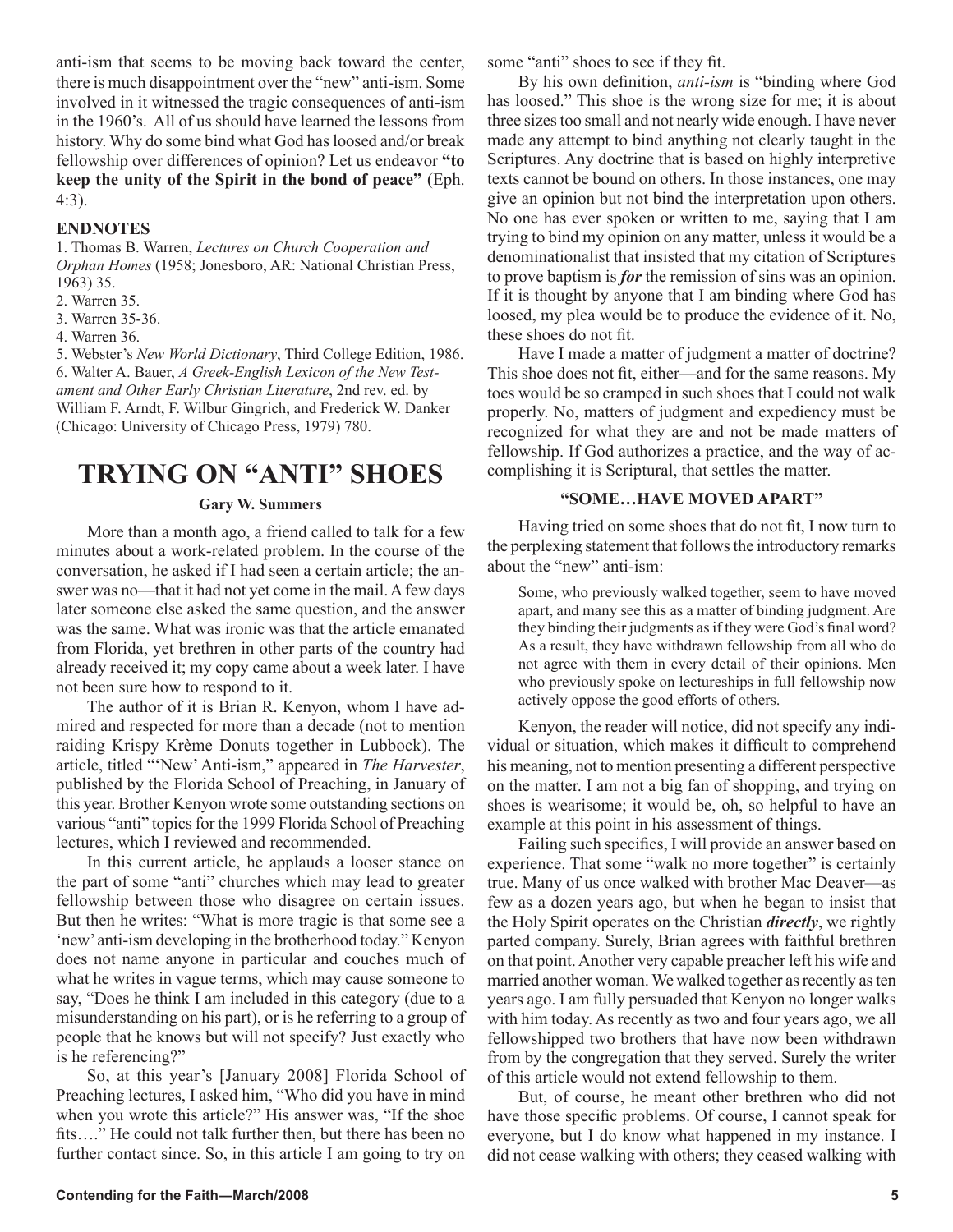anti-ism that seems to be moving back toward the center, there is much disappointment over the "new" anti-ism. Some involved in it witnessed the tragic consequences of anti-ism in the 1960's. All of us should have learned the lessons from history. Why do some bind what God has loosed and/or break fellowship over differences of opinion? Let us endeavor **"to keep the unity of the Spirit in the bond of peace"** (Eph. 4:3).

### ENDNOTES

1. Thomas B. Warren, *Lectures on Church Cooperation and Orphan Homes* (1958; Jonesboro, AR: National Christian Press, 1963) 35.
2. Warren 35.
3. Warren 35-36.
4. Warren 36.
5. Webster's *New World Dictionary*, Third College Edition, 1986.
6. Walter A. Bauer, *A Greek-English Lexicon of the New Testament and Other Early Christian Literature*, 2nd rev. ed. by William F. Arndt, F. Wilbur Gingrich, and Frederick W. Danker (Chicago: University of Chicago Press, 1979) 780.

# TRYING ON "ANTI" SHOES

**Gary W. Summers**

More than a month ago, a friend called to talk for a few minutes about a work-related problem. In the course of the conversation, he asked if I had seen a certain article; the answer was no—that it had not yet come in the mail. A few days later someone else asked the same question, and the answer was the same. What was ironic was that the article emanated from Florida, yet brethren in other parts of the country had already received it; my copy came about a week later. I have not been sure how to respond to it.

The author of it is Brian R. Kenyon, whom I have admired and respected for more than a decade (not to mention raiding Krispy Krème Donuts together in Lubbock). The article, titled "'New' Anti-ism," appeared in *The Harvester*, published by the Florida School of Preaching, in January of this year. Brother Kenyon wrote some outstanding sections on various "anti" topics for the 1999 Florida School of Preaching lectures, which I reviewed and recommended.

In this current article, he applauds a looser stance on the part of some "anti" churches which may lead to greater fellowship between those who disagree on certain issues. But then he writes: "What is more tragic is that some see a 'new' anti-ism developing in the brotherhood today." Kenyon does not name anyone in particular and couches much of what he writes in vague terms, which may cause someone to say, "Does he think I am included in this category (due to a misunderstanding on his part), or is he referring to a group of people that he knows but will not specify? Just exactly who is he referencing?"

So, at this year's [January 2008] Florida School of Preaching lectures, I asked him, "Who did you have in mind when you wrote this article?" His answer was, "If the shoe fits…." He could not talk further then, but there has been no further contact since. So, in this article I am going to try on some "anti" shoes to see if they fit.

By his own definition, *anti-ism* is "binding where God has loosed." This shoe is the wrong size for me; it is about three sizes too small and not nearly wide enough. I have never made any attempt to bind anything not clearly taught in the Scriptures. Any doctrine that is based on highly interpretive texts cannot be bound on others. In those instances, one may give an opinion but not bind the interpretation upon others. No one has ever spoken or written to me, saying that I am trying to bind my opinion on any matter, unless it would be a denominationalist that insisted that my citation of Scriptures to prove baptism is ***for*** the remission of sins was an opinion. If it is thought by anyone that I am binding where God has loosed, my plea would be to produce the evidence of it. No, these shoes do not fit.

Have I made a matter of judgment a matter of doctrine? This shoe does not fit, either—and for the same reasons. My toes would be so cramped in such shoes that I could not walk properly. No, matters of judgment and expediency must be recognized for what they are and not be made matters of fellowship. If God authorizes a practice, and the way of accomplishing it is Scriptural, that settles the matter.

### "SOME…HAVE MOVED APART"

Having tried on some shoes that do not fit, I now turn to the perplexing statement that follows the introductory remarks about the "new" anti-ism:

> Some, who previously walked together, seem to have moved apart, and many see this as a matter of binding judgment. Are they binding their judgments as if they were God's final word? As a result, they have withdrawn fellowship from all who do not agree with them in every detail of their opinions. Men who previously spoke on lectureships in full fellowship now actively oppose the good efforts of others.

Kenyon, the reader will notice, did not specify any individual or situation, which makes it difficult to comprehend his meaning, not to mention presenting a different perspective on the matter. I am not a big fan of shopping, and trying on shoes is wearisome; it would be, oh, so helpful to have an example at this point in his assessment of things.

Failing such specifics, I will provide an answer based on experience. That some "walk no more together" is certainly true. Many of us once walked with brother Mac Deaver—as few as a dozen years ago, but when he began to insist that the Holy Spirit operates on the Christian ***directly***, we rightly parted company. Surely, Brian agrees with faithful brethren on that point. Another very capable preacher left his wife and married another woman. We walked together as recently as ten years ago. I am fully persuaded that Kenyon no longer walks with him today. As recently as two and four years ago, we all fellowshipped two brothers that have now been withdrawn from by the congregation that they served. Surely the writer of this article would not extend fellowship to them.

But, of course, he meant other brethren who did not have those specific problems. Of course, I cannot speak for everyone, but I do know what happened in my instance. I did not cease walking with others; they ceased walking with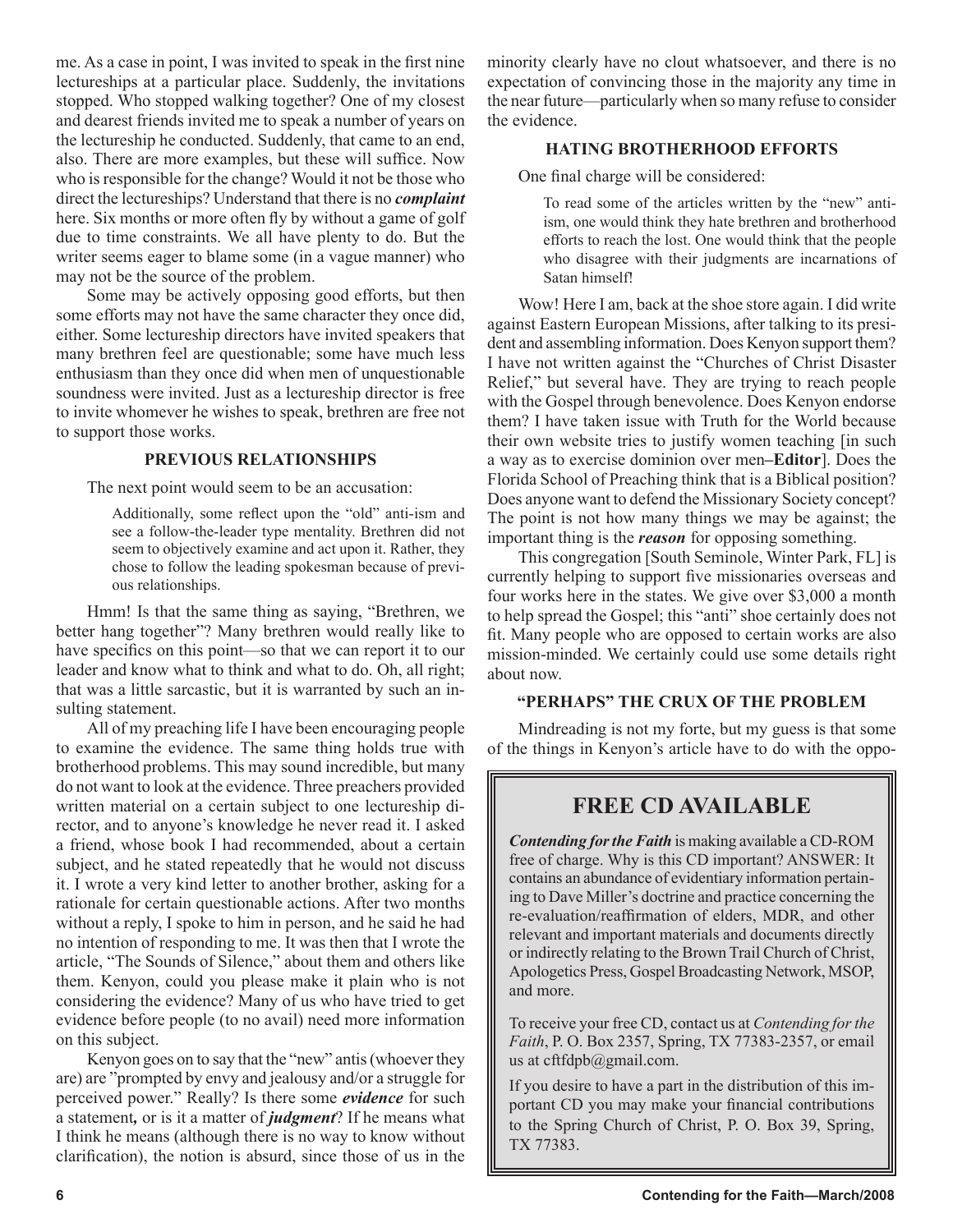me. As a case in point, I was invited to speak in the first nine lectureships at a particular place. Suddenly, the invitations stopped. Who stopped walking together? One of my closest and dearest friends invited me to speak a number of years on the lectureship he conducted. Suddenly, that came to an end, also. There are more examples, but these will suffice. Now who is responsible for the change? Would it not be those who direct the lectureships? Understand that there is no ***complaint*** here. Six months or more often fly by without a game of golf due to time constraints. We all have plenty to do. But the writer seems eager to blame some (in a vague manner) who may not be the source of the problem.

Some may be actively opposing good efforts, but then some efforts may not have the same character they once did, either. Some lectureship directors have invited speakers that many brethren feel are questionable; some have much less enthusiasm than they once did when men of unquestionable soundness were invited. Just as a lectureship director is free to invite whomever he wishes to speak, brethren are free not to support those works.

### PREVIOUS RELATIONSHIPS

The next point would seem to be an accusation:

> Additionally, some reflect upon the "old" anti-ism and see a follow-the-leader type mentality. Brethren did not seem to objectively examine and act upon it. Rather, they chose to follow the leading spokesman because of previous relationships.

Hmm! Is that the same thing as saying, "Brethren, we better hang together"? Many brethren would really like to have specifics on this point—so that we can report it to our leader and know what to think and what to do. Oh, all right; that was a little sarcastic, but it is warranted by such an insulting statement.

All of my preaching life I have been encouraging people to examine the evidence. The same thing holds true with brotherhood problems. This may sound incredible, but many do not want to look at the evidence. Three preachers provided written material on a certain subject to one lectureship director, and to anyone's knowledge he never read it. I asked a friend, whose book I had recommended, about a certain subject, and he stated repeatedly that he would not discuss it. I wrote a very kind letter to another brother, asking for a rationale for certain questionable actions. After two months without a reply, I spoke to him in person, and he said he had no intention of responding to me. It was then that I wrote the article, "The Sounds of Silence," about them and others like them. Kenyon, could you please make it plain who is not considering the evidence? Many of us who have tried to get evidence before people (to no avail) need more information on this subject.

Kenyon goes on to say that the "new" antis (whoever they are) are "prompted by envy and jealousy and/or a struggle for perceived power." Really? Is there some ***evidence*** for such a statement**,** or is it a matter of ***judgment***? If he means what I think he means (although there is no way to know without clarification), the notion is absurd, since those of us in the minority clearly have no clout whatsoever, and there is no expectation of convincing those in the majority any time in the near future—particularly when so many refuse to consider the evidence.

### HATING BROTHERHOOD EFFORTS

One final charge will be considered:

> To read some of the articles written by the "new" anti-ism, one would think they hate brethren and brotherhood efforts to reach the lost. One would think that the people who disagree with their judgments are incarnations of Satan himself!

Wow! Here I am, back at the shoe store again. I did write against Eastern European Missions, after talking to its president and assembling information. Does Kenyon support them? I have not written against the "Churches of Christ Disaster Relief," but several have. They are trying to reach people with the Gospel through benevolence. Does Kenyon endorse them? I have taken issue with Truth for the World because their own website tries to justify women teaching [in such a way as to exercise dominion over men**–Editor**]. Does the Florida School of Preaching think that is a Biblical position? Does anyone want to defend the Missionary Society concept? The point is not how many things we may be against; the important thing is the ***reason*** for opposing something.

This congregation [South Seminole, Winter Park, FL] is currently helping to support five missionaries overseas and four works here in the states. We give over $3,000 a month to help spread the Gospel; this "anti" shoe certainly does not fit. Many people who are opposed to certain works are also mission-minded. We certainly could use some details right about now.

### "PERHAPS" THE CRUX OF THE PROBLEM

Mindreading is not my forte, but my guess is that some of the things in Kenyon's article have to do with the oppo-

---

## FREE CD AVAILABLE

***Contending for the Faith*** is making available a CD-ROM free of charge. Why is this CD important? ANSWER: It contains an abundance of evidentiary information pertaining to Dave Miller's doctrine and practice concerning the re-evaluation/reaffirmation of elders, MDR, and other relevant and important materials and documents directly or indirectly relating to the Brown Trail Church of Christ, Apologetics Press, Gospel Broadcasting Network, MSOP, and more.

To receive your free CD, contact us at *Contending for the Faith*, P. O. Box 2357, Spring, TX 77383-2357, or email us at cftfdpb@gmail.com.

If you desire to have a part in the distribution of this important CD you may make your financial contributions to the Spring Church of Christ, P. O. Box 39, Spring, TX 77383.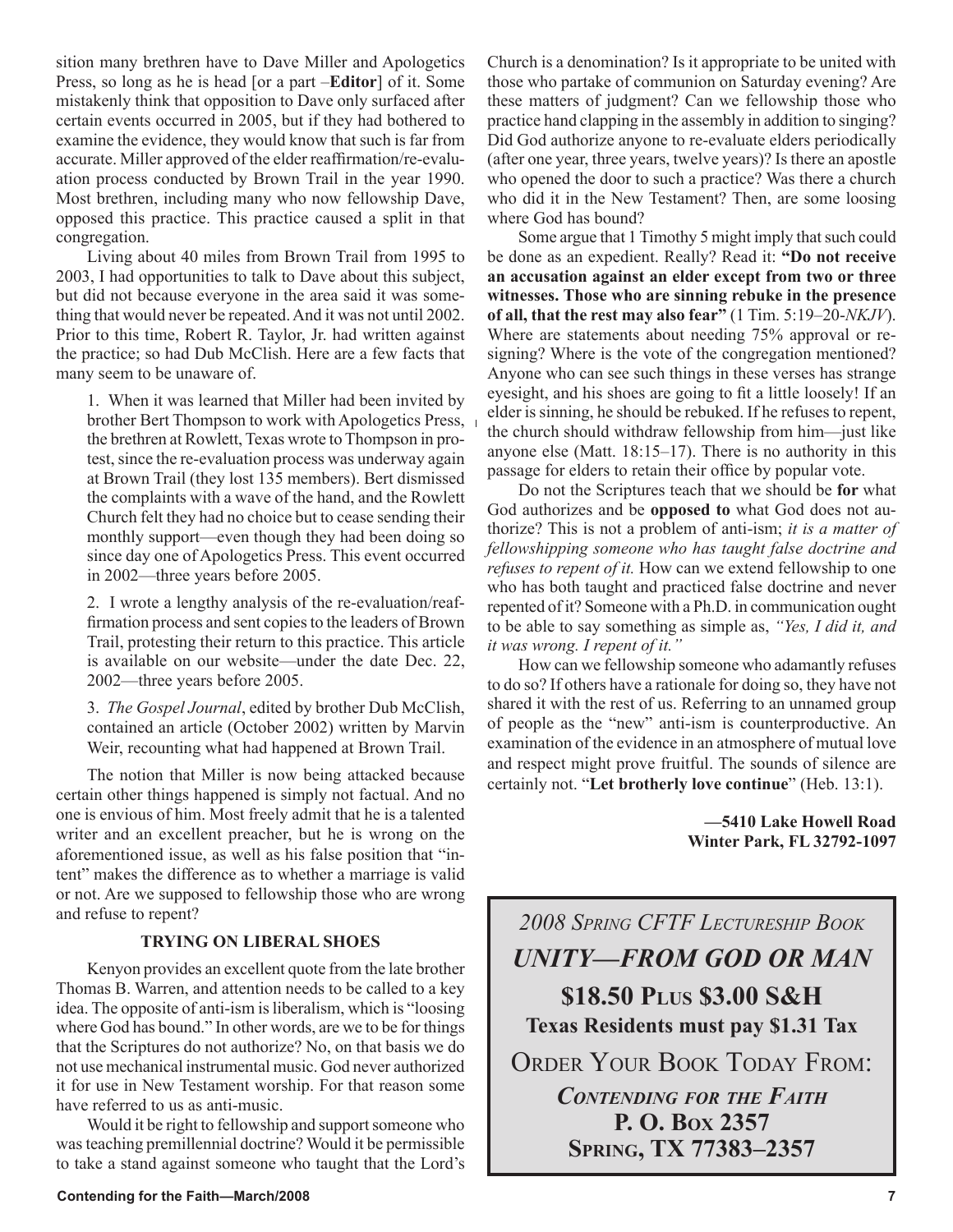sition many brethren have to Dave Miller and Apologetics Press, so long as he is head [or a part –**Editor**] of it. Some mistakenly think that opposition to Dave only surfaced after certain events occurred in 2005, but if they had bothered to examine the evidence, they would know that such is far from accurate. Miller approved of the elder reaffirmation/re-evaluation process conducted by Brown Trail in the year 1990. Most brethren, including many who now fellowship Dave, opposed this practice. This practice caused a split in that congregation.

Living about 40 miles from Brown Trail from 1995 to 2003, I had opportunities to talk to Dave about this subject, but did not because everyone in the area said it was something that would never be repeated. And it was not until 2002. Prior to this time, Robert R. Taylor, Jr. had written against the practice; so had Dub McClish. Here are a few facts that many seem to be unaware of.

1. When it was learned that Miller had been invited by brother Bert Thompson to work with Apologetics Press, the brethren at Rowlett, Texas wrote to Thompson in protest, since the re-evaluation process was underway again at Brown Trail (they lost 135 members). Bert dismissed the complaints with a wave of the hand, and the Rowlett Church felt they had no choice but to cease sending their monthly support—even though they had been doing so since day one of Apologetics Press. This event occurred in 2002—three years before 2005.

2. I wrote a lengthy analysis of the re-evaluation/reaffirmation process and sent copies to the leaders of Brown Trail, protesting their return to this practice. This article is available on our website—under the date Dec. 22, 2002—three years before 2005.

3. *The Gospel Journal*, edited by brother Dub McClish, contained an article (October 2002) written by Marvin Weir, recounting what had happened at Brown Trail.

The notion that Miller is now being attacked because certain other things happened is simply not factual. And no one is envious of him. Most freely admit that he is a talented writer and an excellent preacher, but he is wrong on the aforementioned issue, as well as his false position that "intent" makes the difference as to whether a marriage is valid or not. Are we supposed to fellowship those who are wrong and refuse to repent?

### TRYING ON LIBERAL SHOES

Kenyon provides an excellent quote from the late brother Thomas B. Warren, and attention needs to be called to a key idea. The opposite of anti-ism is liberalism, which is "loosing where God has bound." In other words, are we to be for things that the Scriptures do not authorize? No, on that basis we do not use mechanical instrumental music. God never authorized it for use in New Testament worship. For that reason some have referred to us as anti-music.

Would it be right to fellowship and support someone who was teaching premillennial doctrine? Would it be permissible to take a stand against someone who taught that the Lord's Church is a denomination? Is it appropriate to be united with those who partake of communion on Saturday evening? Are these matters of judgment? Can we fellowship those who practice hand clapping in the assembly in addition to singing? Did God authorize anyone to re-evaluate elders periodically (after one year, three years, twelve years)? Is there an apostle who opened the door to such a practice? Was there a church who did it in the New Testament? Then, are some loosing where God has bound?

Some argue that 1 Timothy 5 might imply that such could be done as an expedient. Really? Read it: **"Do not receive an accusation against an elder except from two or three witnesses. Those who are sinning rebuke in the presence of all, that the rest may also fear"** (1 Tim. 5:19–20-*NKJV*). Where are statements about needing 75% approval or re-signing? Where is the vote of the congregation mentioned? Anyone who can see such things in these verses has strange eyesight, and his shoes are going to fit a little loosely! If an elder is sinning, he should be rebuked. If he refuses to repent, the church should withdraw fellowship from him—just like anyone else (Matt. 18:15–17). There is no authority in this passage for elders to retain their office by popular vote.

Do not the Scriptures teach that we should be **for** what God authorizes and be **opposed to** what God does not authorize? This is not a problem of anti-ism; *it is a matter of fellowshipping someone who has taught false doctrine and refuses to repent of it.* How can we extend fellowship to one who has both taught and practiced false doctrine and never repented of it? Someone with a Ph.D. in communication ought to be able to say something as simple as, *"Yes, I did it, and it was wrong. I repent of it."*

How can we fellowship someone who adamantly refuses to do so? If others have a rationale for doing so, they have not shared it with the rest of us. Referring to an unnamed group of people as the "new" anti-ism is counterproductive. An examination of the evidence in an atmosphere of mutual love and respect might prove fruitful. The sounds of silence are certainly not. "**Let brotherly love continue**" (Heb. 13:1).

**—5410 Lake Howell Road**
**Winter Park, FL 32792-1097**

---

*2008 Spring CFTF Lectureship Book*

***UNITY—FROM GOD OR MAN***

**$18.50 Plus $3.00 S&H**

**Texas Residents must pay $1.31 Tax**

Order Your Book Today From:

***Contending for the Faith***
**P. O. Box 2357**
**Spring, TX 77383–2357**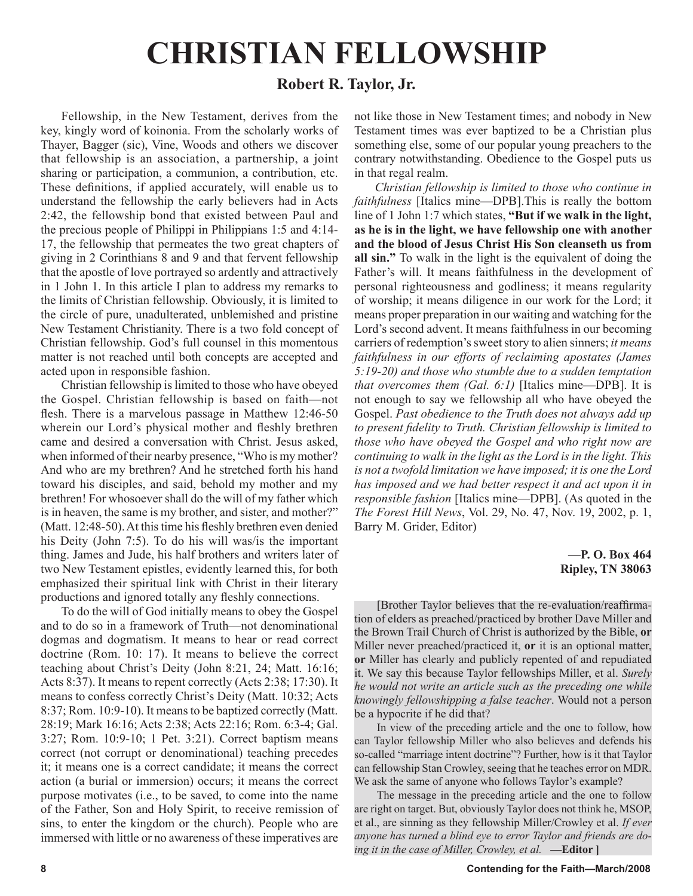# CHRISTIAN FELLOWSHIP

## Robert R. Taylor, Jr.

Fellowship, in the New Testament, derives from the key, kingly word of koinonia. From the scholarly works of Thayer, Bagger (sic), Vine, Woods and others we discover that fellowship is an association, a partnership, a joint sharing or participation, a communion, a contribution, etc. These definitions, if applied accurately, will enable us to understand the fellowship the early believers had in Acts 2:42, the fellowship bond that existed between Paul and the precious people of Philippi in Philippians 1:5 and 4:14-17, the fellowship that permeates the two great chapters of giving in 2 Corinthians 8 and 9 and that fervent fellowship that the apostle of love portrayed so ardently and attractively in 1 John 1. In this article I plan to address my remarks to the limits of Christian fellowship. Obviously, it is limited to the circle of pure, unadulterated, unblemished and pristine New Testament Christianity. There is a two fold concept of Christian fellowship. God's full counsel in this momentous matter is not reached until both concepts are accepted and acted upon in responsible fashion.

Christian fellowship is limited to those who have obeyed the Gospel. Christian fellowship is based on faith—not flesh. There is a marvelous passage in Matthew 12:46-50 wherein our Lord's physical mother and fleshly brethren came and desired a conversation with Christ. Jesus asked, when informed of their nearby presence, "Who is my mother? And who are my brethren? And he stretched forth his hand toward his disciples, and said, behold my mother and my brethren! For whosoever shall do the will of my father which is in heaven, the same is my brother, and sister, and mother?" (Matt. 12:48-50). At this time his fleshly brethren even denied his Deity (John 7:5). To do his will was/is the important thing. James and Jude, his half brothers and writers later of two New Testament epistles, evidently learned this, for both emphasized their spiritual link with Christ in their literary productions and ignored totally any fleshly connections.

To do the will of God initially means to obey the Gospel and to do so in a framework of Truth—not denominational dogmas and dogmatism. It means to hear or read correct doctrine (Rom. 10: 17). It means to believe the correct teaching about Christ's Deity (John 8:21, 24; Matt. 16:16; Acts 8:37). It means to repent correctly (Acts 2:38; 17:30). It means to confess correctly Christ's Deity (Matt. 10:32; Acts 8:37; Rom. 10:9-10). It means to be baptized correctly (Matt. 28:19; Mark 16:16; Acts 2:38; Acts 22:16; Rom. 6:3-4; Gal. 3:27; Rom. 10:9-10; 1 Pet. 3:21). Correct baptism means correct (not corrupt or denominational) teaching precedes it; it means one is a correct candidate; it means the correct action (a burial or immersion) occurs; it means the correct purpose motivates (i.e., to be saved, to come into the name of the Father, Son and Holy Spirit, to receive remission of sins, to enter the kingdom or the church). People who are immersed with little or no awareness of these imperatives are not like those in New Testament times; and nobody in New Testament times was ever baptized to be a Christian plus something else, some of our popular young preachers to the contrary notwithstanding. Obedience to the Gospel puts us in that regal realm.

*Christian fellowship is limited to those who continue in faithfulness* [Italics mine—DPB].This is really the bottom line of 1 John 1:7 which states, **"But if we walk in the light, as he is in the light, we have fellowship one with another and the blood of Jesus Christ His Son cleanseth us from all sin."** To walk in the light is the equivalent of doing the Father's will. It means faithfulness in the development of personal righteousness and godliness; it means regularity of worship; it means diligence in our work for the Lord; it means proper preparation in our waiting and watching for the Lord's second advent. It means faithfulness in our becoming carriers of redemption's sweet story to alien sinners; *it means faithfulness in our efforts of reclaiming apostates (James 5:19-20) and those who stumble due to a sudden temptation that overcomes them (Gal. 6:1)* [Italics mine—DPB]. It is not enough to say we fellowship all who have obeyed the Gospel. *Past obedience to the Truth does not always add up to present fidelity to Truth. Christian fellowship is limited to those who have obeyed the Gospel and who right now are continuing to walk in the light as the Lord is in the light. This is not a twofold limitation we have imposed; it is one the Lord has imposed and we had better respect it and act upon it in responsible fashion* [Italics mine—DPB]. (As quoted in the *The Forest Hill News*, Vol. 29, No. 47, Nov. 19, 2002, p. 1, Barry M. Grider, Editor)

**—P. O. Box 464**
**Ripley, TN 38063**

[Brother Taylor believes that the re-evaluation/reaffirmation of elders as preached/practiced by brother Dave Miller and the Brown Trail Church of Christ is authorized by the Bible, **or** Miller never preached/practiced it, **or** it is an optional matter, **or** Miller has clearly and publicly repented of and repudiated it. We say this because Taylor fellowships Miller, et al. *Surely he would not write an article such as the preceding one while knowingly fellowshipping a false teacher*. Would not a person be a hypocrite if he did that?

In view of the preceding article and the one to follow, how can Taylor fellowship Miller who also believes and defends his so-called "marriage intent doctrine"? Further, how is it that Taylor can fellowship Stan Crowley, seeing that he teaches error on MDR. We ask the same of anyone who follows Taylor's example?

The message in the preceding article and the one to follow are right on target. But, obviously Taylor does not think he, MSOP, et al., are sinning as they fellowship Miller/Crowley et al. *If ever anyone has turned a blind eye to error Taylor and friends are doing it in the case of Miller, Crowley, et al.* **—Editor ]**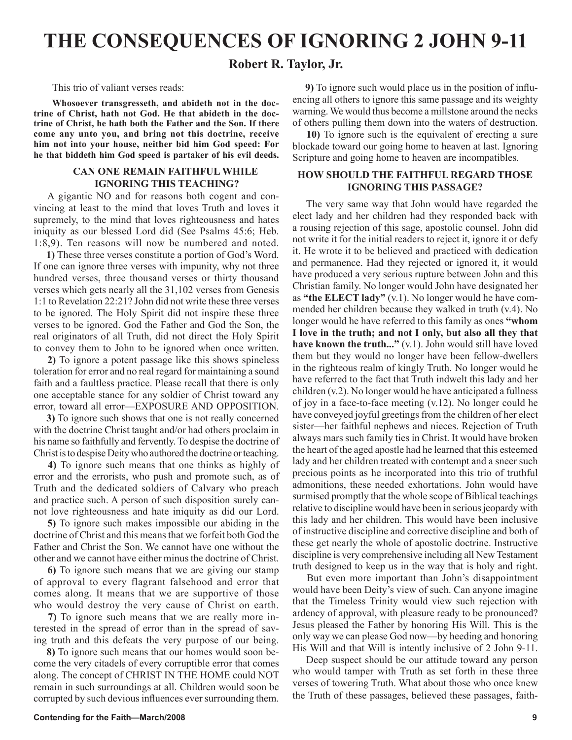# THE CONSEQUENCES OF IGNORING 2 JOHN 9-11

## Robert R. Taylor, Jr.

This trio of valiant verses reads:

**Whosoever transgresseth, and abideth not in the doctrine of Christ, hath not God. He that abideth in the doctrine of Christ, he hath both the Father and the Son. If there come any unto you, and bring not this doctrine, receive him not into your house, neither bid him God speed: For he that biddeth him God speed is partaker of his evil deeds.**

### CAN ONE REMAIN FAITHFUL WHILE IGNORING THIS TEACHING?

A gigantic NO and for reasons both cogent and convincing at least to the mind that loves Truth and loves it supremely, to the mind that loves righteousness and hates iniquity as our blessed Lord did (See Psalms 45:6; Heb. 1:8,9). Ten reasons will now be numbered and noted.

**1)** These three verses constitute a portion of God's Word. If one can ignore three verses with impunity, why not three hundred verses, three thousand verses or thirty thousand verses which gets nearly all the 31,102 verses from Genesis 1:1 to Revelation 22:21? John did not write these three verses to be ignored. The Holy Spirit did not inspire these three verses to be ignored. God the Father and God the Son, the real originators of all Truth, did not direct the Holy Spirit to convey them to John to be ignored when once written.

**2)** To ignore a potent passage like this shows spineless toleration for error and no real regard for maintaining a sound faith and a faultless practice. Please recall that there is only one acceptable stance for any soldier of Christ toward any error, toward all error—EXPOSURE AND OPPOSITION.

**3)** To ignore such shows that one is not really concerned with the doctrine Christ taught and/or had others proclaim in his name so faithfully and fervently. To despise the doctrine of Christ is to despise Deity who authored the doctrine or teaching.

**4)** To ignore such means that one thinks as highly of error and the errorists, who push and promote such, as of Truth and the dedicated soldiers of Calvary who preach and practice such. A person of such disposition surely cannot love righteousness and hate iniquity as did our Lord.

**5)** To ignore such makes impossible our abiding in the doctrine of Christ and this means that we forfeit both God the Father and Christ the Son. We cannot have one without the other and we cannot have either minus the doctrine of Christ.

**6)** To ignore such means that we are giving our stamp of approval to every flagrant falsehood and error that comes along. It means that we are supportive of those who would destroy the very cause of Christ on earth.

**7)** To ignore such means that we are really more interested in the spread of error than in the spread of saving truth and this defeats the very purpose of our being.

**8)** To ignore such means that our homes would soon become the very citadels of every corruptible error that comes along. The concept of CHRIST IN THE HOME could NOT remain in such surroundings at all. Children would soon be corrupted by such devious influences ever surrounding them.

**9)** To ignore such would place us in the position of influencing all others to ignore this same passage and its weighty warning. We would thus become a millstone around the necks of others pulling them down into the waters of destruction.

**10)** To ignore such is the equivalent of erecting a sure blockade toward our going home to heaven at last. Ignoring Scripture and going home to heaven are incompatibles.

### HOW SHOULD THE FAITHFUL REGARD THOSE IGNORING THIS PASSAGE?

The very same way that John would have regarded the elect lady and her children had they responded back with a rousing rejection of this sage, apostolic counsel. John did not write it for the initial readers to reject it, ignore it or defy it. He wrote it to be believed and practiced with dedication and permanence. Had they rejected or ignored it, it would have produced a very serious rupture between John and this Christian family. No longer would John have designated her as **"the ELECT lady"** (v.1). No longer would he have commended her children because they walked in truth (v.4). No longer would he have referred to this family as ones **"whom I love in the truth; and not I only, but also all they that have known the truth..."** (v.1). John would still have loved them but they would no longer have been fellow-dwellers in the righteous realm of kingly Truth. No longer would he have referred to the fact that Truth indwelt this lady and her children (v.2). No longer would he have anticipated a fullness of joy in a face-to-face meeting (v.12). No longer could he have conveyed joyful greetings from the children of her elect sister—her faithful nephews and nieces. Rejection of Truth always mars such family ties in Christ. It would have broken the heart of the aged apostle had he learned that this esteemed lady and her children treated with contempt and a sneer such precious points as he incorporated into this trio of truthful admonitions, these needed exhortations. John would have surmised promptly that the whole scope of Biblical teachings relative to discipline would have been in serious jeopardy with this lady and her children. This would have been inclusive of instructive discipline and corrective discipline and both of these get nearly the whole of apostolic doctrine. Instructive discipline is very comprehensive including all New Testament truth designed to keep us in the way that is holy and right.

But even more important than John's disappointment would have been Deity's view of such. Can anyone imagine that the Timeless Trinity would view such rejection with ardency of approval, with pleasure ready to be pronounced? Jesus pleased the Father by honoring His Will. This is the only way we can please God now—by heeding and honoring His Will and that Will is intently inclusive of 2 John 9-11.

Deep suspect should be our attitude toward any person who would tamper with Truth as set forth in these three verses of towering Truth. What about those who once knew the Truth of these passages, believed these passages, faith-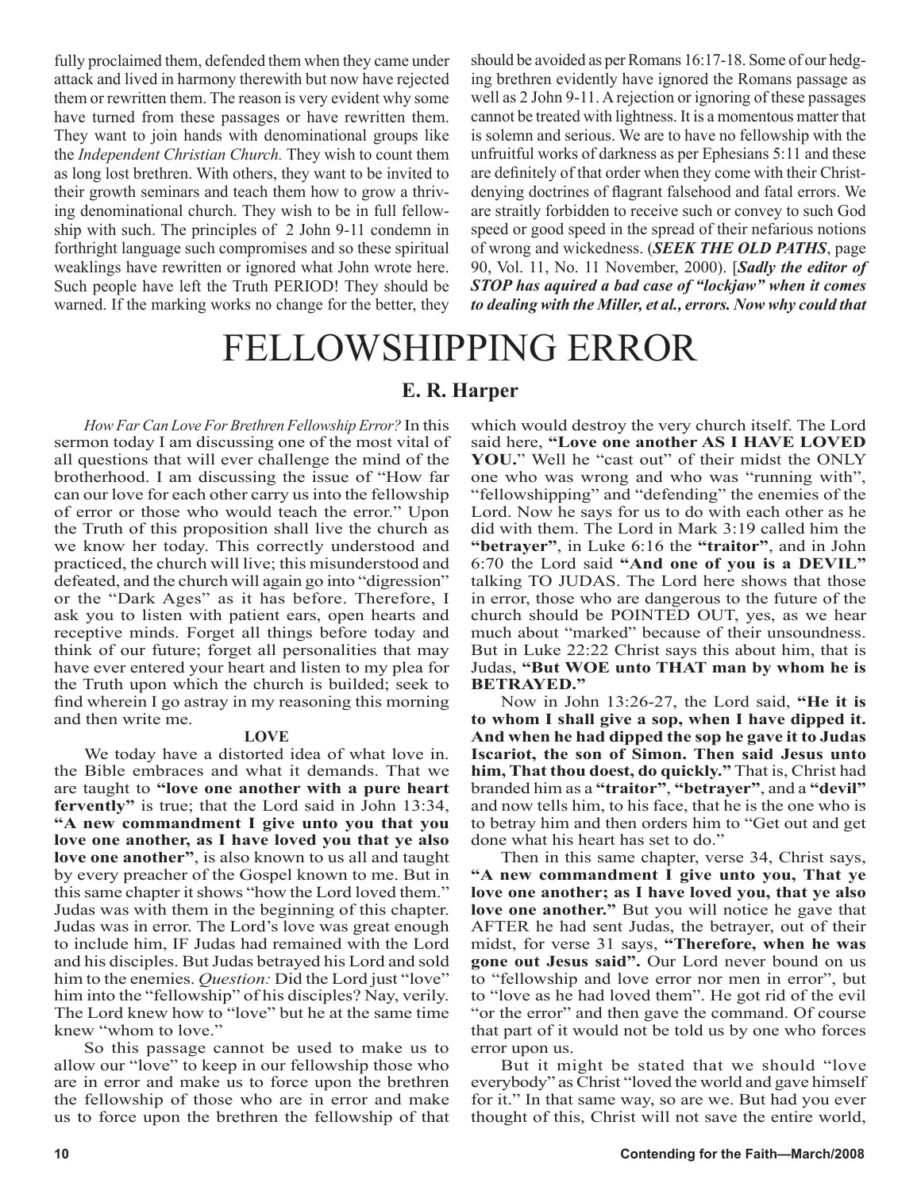fully proclaimed them, defended them when they came under attack and lived in harmony therewith but now have rejected them or rewritten them. The reason is very evident why some have turned from these passages or have rewritten them. They want to join hands with denominational groups like the *Independent Christian Church.* They wish to count them as long lost brethren. With others, they want to be invited to their growth seminars and teach them how to grow a thriving denominational church. They wish to be in full fellowship with such. The principles of 2 John 9-11 condemn in forthright language such compromises and so these spiritual weaklings have rewritten or ignored what John wrote here. Such people have left the Truth PERIOD! They should be warned. If the marking works no change for the better, they should be avoided as per Romans 16:17-18. Some of our hedging brethren evidently have ignored the Romans passage as well as 2 John 9-11. A rejection or ignoring of these passages cannot be treated with lightness. It is a momentous matter that is solemn and serious. We are to have no fellowship with the unfruitful works of darkness as per Ephesians 5:11 and these are definitely of that order when they come with their Christ-denying doctrines of flagrant falsehood and fatal errors. We are straitly forbidden to receive such or convey to such God speed or good speed in the spread of their nefarious notions of wrong and wickedness. (***SEEK THE OLD PATHS***, page 90, Vol. 11, No. 11 November, 2000). [***Sadly the editor of STOP has aquired a bad case of "lockjaw" when it comes to dealing with the Miller, et al., errors. Now why could that***

# FELLOWSHIPPING ERROR

## E. R. Harper

*How Far Can Love For Brethren Fellowship Error?* In this sermon today I am discussing one of the most vital of all questions that will ever challenge the mind of the brotherhood. I am discussing the issue of "How far can our love for each other carry us into the fellowship of error or those who would teach the error." Upon the Truth of this proposition shall live the church as we know her today. This correctly understood and practiced, the church will live; this misunderstood and defeated, and the church will again go into "digression" or the "Dark Ages" as it has before. Therefore, I ask you to listen with patient ears, open hearts and receptive minds. Forget all things before today and think of our future; forget all personalities that may have ever entered your heart and listen to my plea for the Truth upon which the church is builded; seek to find wherein I go astray in my reasoning this morning and then write me.

**LOVE**

We today have a distorted idea of what love in. the Bible embraces and what it demands. That we are taught to **"love one another with a pure heart fervently"** is true; that the Lord said in John 13:34, **"A new commandment I give unto you that you love one another, as I have loved you that ye also love one another"**, is also known to us all and taught by every preacher of the Gospel known to me. But in this same chapter it shows "how the Lord loved them." Judas was with them in the beginning of this chapter. Judas was in error. The Lord's love was great enough to include him, IF Judas had remained with the Lord and his disciples. But Judas betrayed his Lord and sold him to the enemies. *Question:* Did the Lord just "love" him into the "fellowship" of his disciples? Nay, verily. The Lord knew how to "love" but he at the same time knew "whom to love."

So this passage cannot be used to make us to allow our "love" to keep in our fellowship those who are in error and make us to force upon the brethren the fellowship of those who are in error and make us to force upon the brethren the fellowship of that which would destroy the very church itself. The Lord said here, **"Love one another AS I HAVE LOVED YOU.**" Well he "cast out" of their midst the ONLY one who was wrong and who was "running with", "fellowshipping" and "defending" the enemies of the Lord. Now he says for us to do with each other as he did with them. The Lord in Mark 3:19 called him the **"betrayer"**, in Luke 6:16 the **"traitor"**, and in John 6:70 the Lord said **"And one of you is a DEVIL"** talking TO JUDAS. The Lord here shows that those in error, those who are dangerous to the future of the church should be POINTED OUT, yes, as we hear much about "marked" because of their unsoundness. But in Luke 22:22 Christ says this about him, that is Judas, **"But WOE unto THAT man by whom he is BETRAYED."**

Now in John 13:26-27, the Lord said, **"He it is to whom I shall give a sop, when I have dipped it. And when he had dipped the sop he gave it to Judas Iscariot, the son of Simon. Then said Jesus unto him, That thou doest, do quickly."** That is, Christ had branded him as a **"traitor"**, **"betrayer"**, and a **"devil"** and now tells him, to his face, that he is the one who is to betray him and then orders him to "Get out and get done what his heart has set to do."

Then in this same chapter, verse 34, Christ says, **"A new commandment I give unto you, That ye love one another; as I have loved you, that ye also love one another."** But you will notice he gave that AFTER he had sent Judas, the betrayer, out of their midst, for verse 31 says, **"Therefore, when he was gone out Jesus said".** Our Lord never bound on us to "fellowship and love error nor men in error", but to "love as he had loved them". He got rid of the evil "or the error" and then gave the command. Of course that part of it would not be told us by one who forces error upon us.

But it might be stated that we should "love everybody" as Christ "loved the world and gave himself for it." In that same way, so are we. But had you ever thought of this, Christ will not save the entire world,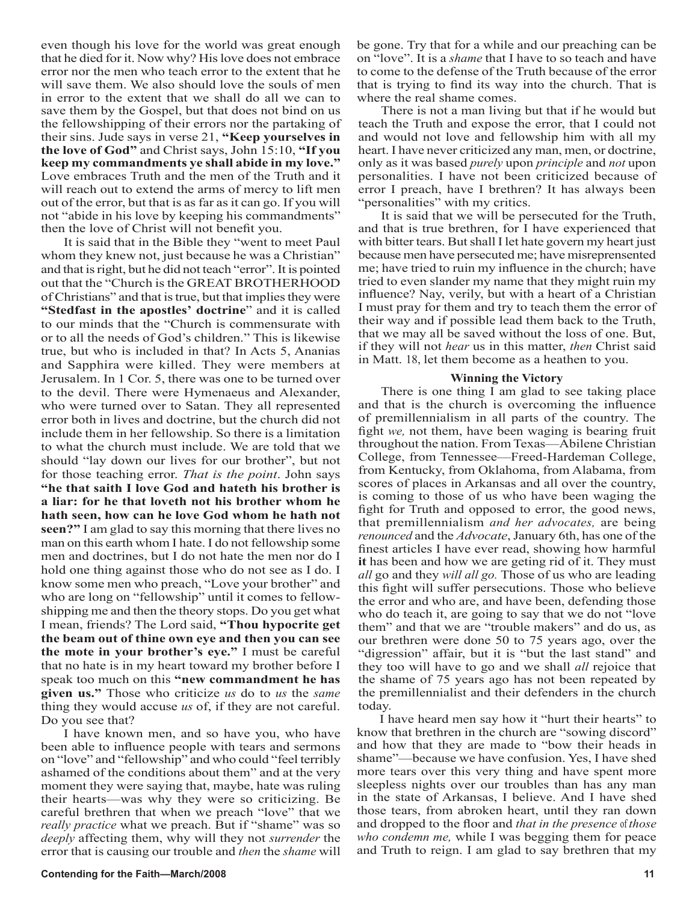even though his love for the world was great enough that he died for it. Now why? His love does not embrace error nor the men who teach error to the extent that he will save them. We also should love the souls of men in error to the extent that we shall do all we can to save them by the Gospel, but that does not bind on us the fellowshipping of their errors nor the partaking of their sins. Jude says in verse 21, **"Keep yourselves in the love of God"** and Christ says, John 15:10, **"If you keep my commandments ye shall abide in my love."** Love embraces Truth and the men of the Truth and it will reach out to extend the arms of mercy to lift men out of the error, but that is as far as it can go. If you will not "abide in his love by keeping his commandments" then the love of Christ will not benefit you.

It is said that in the Bible they "went to meet Paul whom they knew not, just because he was a Christian" and that is right, but he did not teach "error". It is pointed out that the "Church is the GREAT BROTHERHOOD of Christians" and that is true, but that implies they were **"Stedfast in the apostles' doctrine**" and it is called to our minds that the "Church is commensurate with or to all the needs of God's children." This is likewise true, but who is included in that? In Acts 5, Ananias and Sapphira were killed. They were members at Jerusalem. In 1 Cor. 5, there was one to be turned over to the devil. There were Hymenaeus and Alexander, who were turned over to Satan. They all represented error both in lives and doctrine, but the church did not include them in her fellowship. So there is a limitation to what the church must include. We are told that we should "lay down our lives for our brother", but not for those teaching error. *That is the point*. John says **"he that saith I love God and hateth his brother is a liar: for he that loveth not his brother whom he hath seen, how can he love God whom he hath not seen?"** I am glad to say this morning that there lives no man on this earth whom I hate. I do not fellowship some men and doctrines, but I do not hate the men nor do I hold one thing against those who do not see as I do. I know some men who preach, "Love your brother" and who are long on "fellowship" until it comes to fellowshipping me and then the theory stops. Do you get what I mean, friends? The Lord said, **"Thou hypocrite get the beam out of thine own eye and then you can see the mote in your brother's eye."** I must be careful that no hate is in my heart toward my brother before I speak too much on this **"new commandment he has given us."** Those who criticize *us* do to *us* the *same* thing they would accuse *us* of, if they are not careful. Do you see that?

I have known men, and so have you, who have been able to influence people with tears and sermons on "love" and "fellowship" and who could "feel terribly ashamed of the conditions about them" and at the very moment they were saying that, maybe, hate was ruling their hearts—was why they were so criticizing. Be careful brethren that when we preach "love" that we *really practice* what we preach. But if "shame" was so *deeply* affecting them, why will they not *surrender* the error that is causing our trouble and *then* the *shame* will be gone. Try that for a while and our preaching can be on "love". It is a *shame* that I have to so teach and have to come to the defense of the Truth because of the error that is trying to find its way into the church. That is where the real shame comes.

There is not a man living but that if he would but teach the Truth and expose the error, that I could not and would not love and fellowship him with all my heart. I have never criticized any man, men, or doctrine, only as it was based *purely* upon *principle* and *not* upon personalities. I have not been criticized because of error I preach, have I brethren? It has always been "personalities" with my critics.

It is said that we will be persecuted for the Truth, and that is true brethren, for I have experienced that with bitter tears. But shall I let hate govern my heart just because men have persecuted me; have misreprensented me; have tried to ruin my influence in the church; have tried to even slander my name that they might ruin my influence? Nay, verily, but with a heart of a Christian I must pray for them and try to teach them the error of their way and if possible lead them back to the Truth, that we may all be saved without the loss of one. But, if they will not *hear* us in this matter, *then* Christ said in Matt. 18, let them become as a heathen to you.

**Winning the Victory**

There is one thing I am glad to see taking place and that is the church is overcoming the influence of premillennialism in all parts of the country. The fight *we,* not them, have been waging is bearing fruit throughout the nation. From Texas—Abilene Christian College, from Tennessee—Freed-Hardeman College, from Kentucky, from Oklahoma, from Alabama, from scores of places in Arkansas and all over the country, is coming to those of us who have been waging the fight for Truth and opposed to error, the good news, that premillennialism *and her advocates,* are being *renounced* and the *Advocate*, January 6th, has one of the finest articles I have ever read, showing how harmful **it** has been and how we are geting rid of it. They must *all* go and they *will all go.* Those of us who are leading this fight will suffer persecutions. Those who believe the error and who are, and have been, defending those who do teach it, are going to say that we do not "love them" and that we are "trouble makers" and do us, as our brethren were done 50 to 75 years ago, over the "digression" affair, but it is "but the last stand" and they too will have to go and we shall *all* rejoice that the shame of 75 years ago has not been repeated by the premillennialist and their defenders in the church today.

I have heard men say how it "hurt their hearts" to know that brethren in the church are "sowing discord" and how that they are made to "bow their heads in shame"—because we have confusion. Yes, I have shed more tears over this very thing and have spent more sleepless nights over our troubles than has any man in the state of Arkansas, I believe. And I have shed those tears, from abroken heart, until they ran down and dropped to the floor and *that in the presence* of *those who condemn me,* while I was begging them for peace and Truth to reign. I am glad to say brethren that my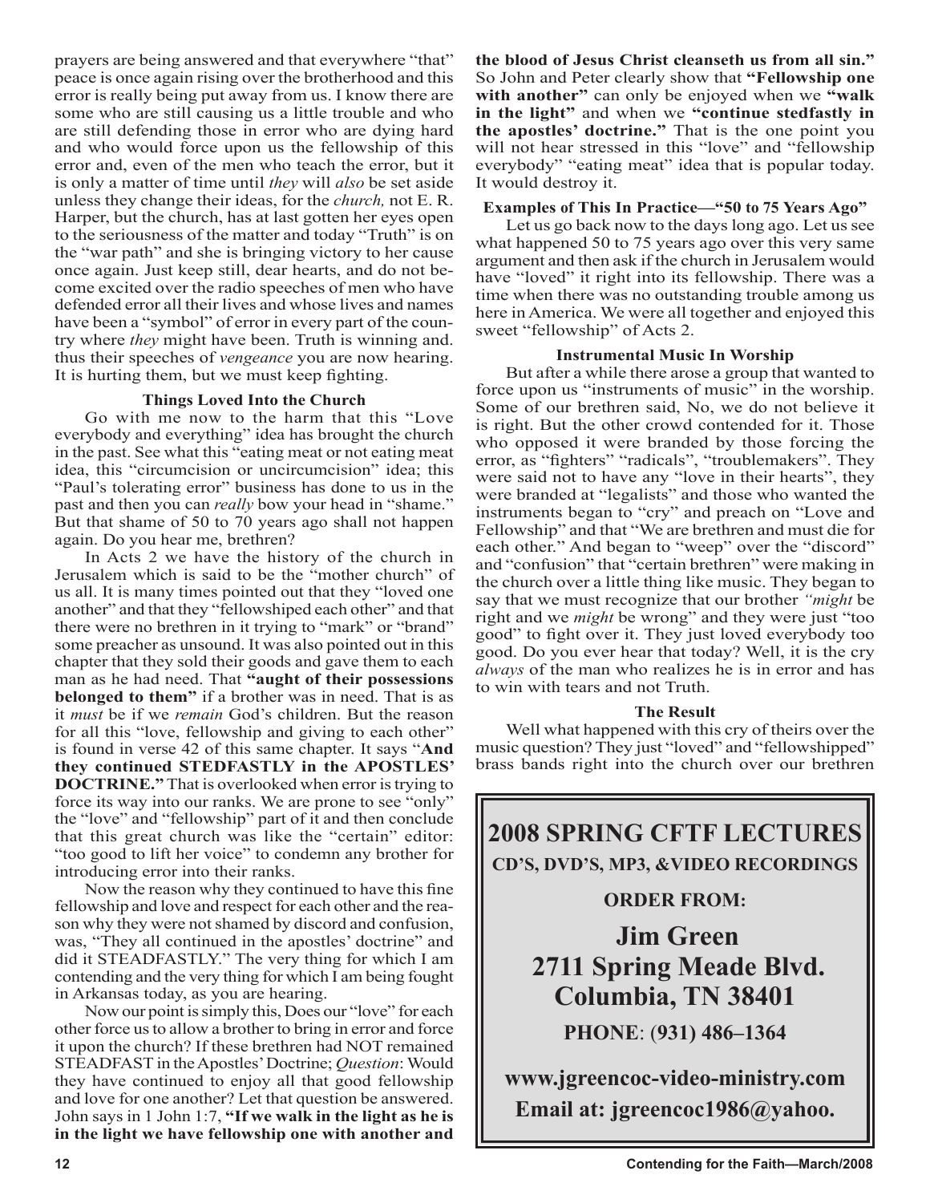prayers are being answered and that everywhere "that" peace is once again rising over the brotherhood and this error is really being put away from us. I know there are some who are still causing us a little trouble and who are still defending those in error who are dying hard and who would force upon us the fellowship of this error and, even of the men who teach the error, but it is only a matter of time until *they* will *also* be set aside unless they change their ideas, for the *church,* not E. R. Harper, but the church, has at last gotten her eyes open to the seriousness of the matter and today "Truth" is on the "war path" and she is bringing victory to her cause once again. Just keep still, dear hearts, and do not become excited over the radio speeches of men who have defended error all their lives and whose lives and names have been a "symbol" of error in every part of the country where *they* might have been. Truth is winning and. thus their speeches of *vengeance* you are now hearing. It is hurting them, but we must keep fighting.

### Things Loved Into the Church

Go with me now to the harm that this "Love everybody and everything" idea has brought the church in the past. See what this "eating meat or not eating meat idea, this "circumcision or uncircumcision" idea; this "Paul's tolerating error" business has done to us in the past and then you can *really* bow your head in "shame." But that shame of 50 to 70 years ago shall not happen again. Do you hear me, brethren?

In Acts 2 we have the history of the church in Jerusalem which is said to be the "mother church" of us all. It is many times pointed out that they "loved one another" and that they "fellowshiped each other" and that there were no brethren in it trying to "mark" or "brand" some preacher as unsound. It was also pointed out in this chapter that they sold their goods and gave them to each man as he had need. That **"aught of their possessions belonged to them"** if a brother was in need. That is as it *must* be if we *remain* God's children. But the reason for all this "love, fellowship and giving to each other" is found in verse 42 of this same chapter. It says "**And they continued STEDFASTLY in the APOSTLES' DOCTRINE."** That is overlooked when error is trying to force its way into our ranks. We are prone to see "only" the "love" and "fellowship" part of it and then conclude that this great church was like the "certain" editor: "too good to lift her voice" to condemn any brother for introducing error into their ranks.

Now the reason why they continued to have this fine fellowship and love and respect for each other and the reason why they were not shamed by discord and confusion, was, "They all continued in the apostles' doctrine" and did it STEADFASTLY." The very thing for which I am contending and the very thing for which I am being fought in Arkansas today, as you are hearing.

Now our point is simply this, Does our "love" for each other force us to allow a brother to bring in error and force it upon the church? If these brethren had NOT remained STEADFAST in the Apostles' Doctrine; *Question*: Would they have continued to enjoy all that good fellowship and love for one another? Let that question be answered. John says in 1 John 1:7, **"If we walk in the light as he is in the light we have fellowship one with another and the blood of Jesus Christ cleanseth us from all sin."** So John and Peter clearly show that **"Fellowship one with another"** can only be enjoyed when we **"walk in the light"** and when we **"continue stedfastly in the apostles' doctrine."** That is the one point you will not hear stressed in this "love" and "fellowship everybody" "eating meat" idea that is popular today. It would destroy it.

### Examples of This In Practice—"50 to 75 Years Ago"

Let us go back now to the days long ago. Let us see what happened 50 to 75 years ago over this very same argument and then ask if the church in Jerusalem would have "loved" it right into its fellowship. There was a time when there was no outstanding trouble among us here in America. We were all together and enjoyed this sweet "fellowship" of Acts 2.

### Instrumental Music In Worship

But after a while there arose a group that wanted to force upon us "instruments of music" in the worship. Some of our brethren said, No, we do not believe it is right. But the other crowd contended for it. Those who opposed it were branded by those forcing the error, as "fighters" "radicals", "troublemakers". They were said not to have any "love in their hearts", they were branded at "legalists" and those who wanted the instruments began to "cry" and preach on "Love and Fellowship" and that "We are brethren and must die for each other." And began to "weep" over the "discord" and "confusion" that "certain brethren" were making in the church over a little thing like music. They began to say that we must recognize that our brother *"might* be right and we *might* be wrong" and they were just "too good" to fight over it. They just loved everybody too good. Do you ever hear that today? Well, it is the cry *always* of the man who realizes he is in error and has to win with tears and not Truth.

### The Result

Well what happened with this cry of theirs over the music question? They just "loved" and "fellowshipped" brass bands right into the church over our brethren

---

## 2008 SPRING CFTF LECTURES

**CD'S, DVD'S, MP3, &VIDEO RECORDINGS**

**ORDER FROM:**

**Jim Green**
**2711 Spring Meade Blvd.**
**Columbia, TN 38401**

**PHONE: (931) 486–1364**

**www.jgreencoc-video-ministry.com**
**Email at: jgreencoc1986@yahoo.**

---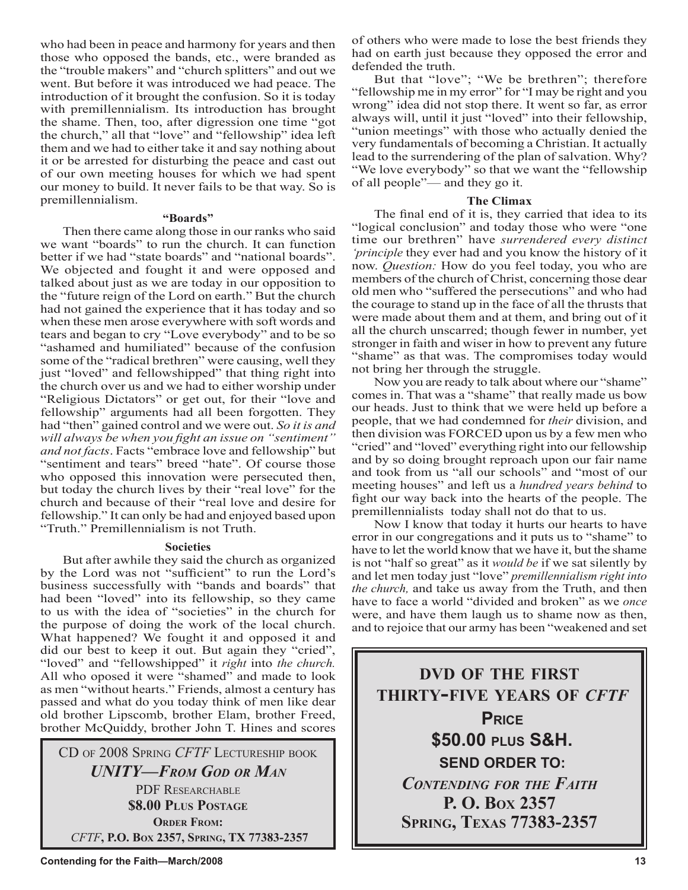who had been in peace and harmony for years and then those who opposed the bands, etc., were branded as the "trouble makers" and "church splitters" and out we went. But before it was introduced we had peace. The introduction of it brought the confusion. So it is today with premillennialism. Its introduction has brought the shame. Then, too, after digression one time "got the church," all that "love" and "fellowship" idea left them and we had to either take it and say nothing about it or be arrested for disturbing the peace and cast out of our own meeting houses for which we had spent our money to build. It never fails to be that way. So is premillennialism.

**"Boards"**

Then there came along those in our ranks who said we want "boards" to run the church. It can function better if we had "state boards" and "national boards". We objected and fought it and were opposed and talked about just as we are today in our opposition to the "future reign of the Lord on earth." But the church had not gained the experience that it has today and so when these men arose everywhere with soft words and tears and began to cry "Love everybody" and to be so "ashamed and humiliated" because of the confusion some of the "radical brethren" were causing, well they just "loved" and fellowshipped" that thing right into the church over us and we had to either worship under "Religious Dictators" or get out, for their "love and fellowship" arguments had all been forgotten. They had "then" gained control and we were out. *So it is and will always be when you fight an issue on "sentiment" and not facts*. Facts "embrace love and fellowship" but "sentiment and tears" breed "hate". Of course those who opposed this innovation were persecuted then, but today the church lives by their "real love" for the church and because of their "real love and desire for fellowship." It can only be had and enjoyed based upon "Truth." Premillennialism is not Truth.

**Societies**

But after awhile they said the church as organized by the Lord was not "sufficient" to run the Lord's business successfully with "bands and boards" that had been "loved" into its fellowship, so they came to us with the idea of "societies" in the church for the purpose of doing the work of the local church. What happened? We fought it and opposed it and did our best to keep it out. But again they "cried", "loved" and "fellowshipped" it *right* into *the church.* All who oposed it were "shamed" and made to look as men "without hearts." Friends, almost a century has passed and what do you today think of men like dear old brother Lipscomb, brother Elam, brother Freed, brother McQuiddy, brother John T. Hines and scores of others who were made to lose the best friends they had on earth just because they opposed the error and defended the truth.

But that "love"; "We be brethren"; therefore "fellowship me in my error" for "I may be right and you wrong" idea did not stop there. It went so far, as error always will, until it just "loved" into their fellowship, "union meetings" with those who actually denied the very fundamentals of becoming a Christian. It actually lead to the surrendering of the plan of salvation. Why? "We love everybody" so that we want the "fellowship of all people"— and they go it.

**The Climax**

The final end of it is, they carried that idea to its "logical conclusion" and today those who were "one time our brethren" have *surrendered every distinct 'principle* they ever had and you know the history of it now. *Question:* How do you feel today, you who are members of the church of Christ, concerning those dear old men who "suffered the persecutions" and who had the courage to stand up in the face of all the thrusts that were made about them and at them, and bring out of it all the church unscarred; though fewer in number, yet stronger in faith and wiser in how to prevent any future "shame" as that was. The compromises today would not bring her through the struggle.

Now you are ready to talk about where our "shame" comes in. That was a "shame" that really made us bow our heads. Just to think that we were held up before a people, that we had condemned for *their* division, and then division was FORCED upon us by a few men who "cried" and "loved" everything right into our fellowship and by so doing brought reproach upon our fair name and took from us "all our schools" and "most of our meeting houses" and left us a *hundred years behind* to fight our way back into the hearts of the people. The premillennialists today shall not do that to us.

Now I know that today it hurts our hearts to have error in our congregations and it puts us to "shame" to have to let the world know that we have it, but the shame is not "half so great" as it *would be* if we sat silently by and let men today just "love" *premillennialism right into the church,* and take us away from the Truth, and then have to face a world "divided and broken" as we *once* were, and have them laugh us to shame now as then, and to rejoice that our army has been "weakened and set

---

CD of 2008 Spring *CFTF* Lectureship book

***UNITY—From God or Man***

PDF Researchable

**$8.00 Plus Postage**

**Order From:**

*CFTF*, **P.O. Box 2357, Spring, TX 77383-2357**

---

**DVD OF THE FIRST THIRTY-FIVE YEARS OF *CFTF***

**Price**

**$50.00 plus S&H.**

**SEND ORDER TO:**

***Contending for the Faith***

**P. O. Box 2357**

**Spring, Texas 77383-2357**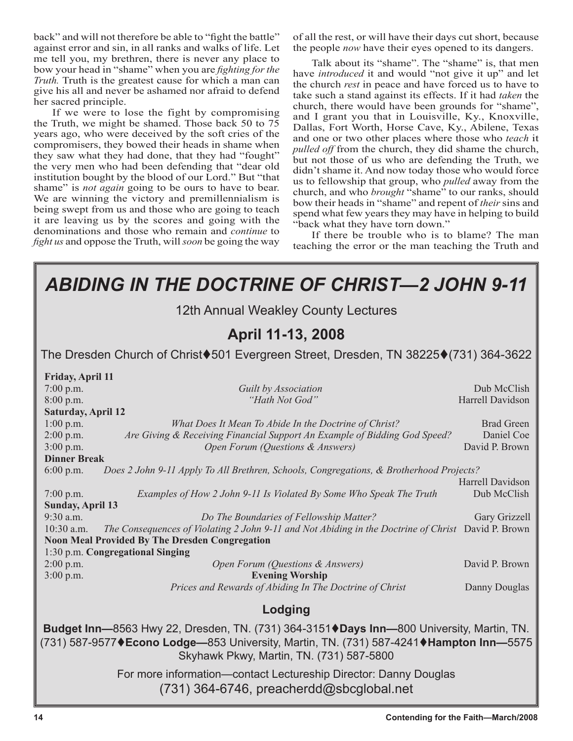back" and will not therefore be able to "fight the battle" against error and sin, in all ranks and walks of life. Let me tell you, my brethren, there is never any place to bow your head in "shame" when you are *fighting for the Truth.* Truth is the greatest cause for which a man can give his all and never be ashamed nor afraid to defend her sacred principle.

If we were to lose the fight by compromising the Truth, we might be shamed. Those back 50 to 75 years ago, who were deceived by the soft cries of the compromisers, they bowed their heads in shame when they saw what they had done, that they had "fought" the very men who had been defending that "dear old institution bought by the blood of our Lord." But "that shame" is *not again* going to be ours to have to bear. We are winning the victory and premillennialism is being swept from us and those who are going to teach it are leaving us by the scores and going with the denominations and those who remain and *continue* to *fight us* and oppose the Truth, will *soon* be going the way of all the rest, or will have their days cut short, because the people *now* have their eyes opened to its dangers.

Talk about its "shame". The "shame" is, that men have *introduced* it and would "not give it up" and let the church *rest* in peace and have forced us to have to take such a stand against its effects. If it had *taken* the church, there would have been grounds for "shame", and I grant you that in Louisville, Ky., Knoxville, Dallas, Fort Worth, Horse Cave, Ky., Abilene, Texas and one or two other places where those who *teach* it *pulled off* from the church, they did shame the church, but not those of us who are defending the Truth, we didn't shame it. And now today those who would force us to fellowship that group, who *pulled* away from the church, and who *brought* "shame" to our ranks, should bow their heads in "shame" and repent of *their* sins and spend what few years they may have in helping to build "back what they have torn down."

If there be trouble who is to blame? The man teaching the error or the man teaching the Truth and

# *ABIDING IN THE DOCTRINE OF CHRIST—2 JOHN 9-11*

12th Annual Weakley County Lectures

## April 11-13, 2008

The Dresden Church of Christ♦501 Evergreen Street, Dresden, TN 38225♦(731) 364-3622

**Friday, April 11**

| Time | Topic | Speaker |
|---|---|---|
| 7:00 p.m. | *Guilt by Association* | Dub McClish |
| 8:00 p.m. | *"Hath Not God"* | Harrell Davidson |

**Saturday, April 12**

| Time | Topic | Speaker |
|---|---|---|
| 1:00 p.m. | *What Does It Mean To Abide In the Doctrine of Christ?* | Brad Green |
| 2:00 p.m. | *Are Giving & Receiving Financial Support An Example of Bidding God Speed?* | Daniel Coe |
| 3:00 p.m. | *Open Forum (Questions & Answers)* | David P. Brown |
| **Dinner Break** | | |
| 6:00 p.m. | *Does 2 John 9-11 Apply To All Brethren, Schools, Congregations, & Brotherhood Projects?* | Harrell Davidson |
| 7:00 p.m. | *Examples of How 2 John 9-11 Is Violated By Some Who Speak The Truth* | Dub McClish |

**Sunday, April 13**

| Time | Topic | Speaker |
|---|---|---|
| 9:30 a.m. | *Do The Boundaries of Fellowship Matter?* | Gary Grizzell |
| 10:30 a.m. | *The Consequences of Violating 2 John 9-11 and Not Abiding in the Doctrine of Christ* | David P. Brown |
| **Noon Meal Provided By The Dresden Congregation** | | |
| 1:30 p.m. | **Congregational Singing** | |
| 2:00 p.m. | *Open Forum (Questions & Answers)* | David P. Brown |
| 3:00 p.m. | **Evening Worship** — *Prices and Rewards of Abiding In The Doctrine of Christ* | Danny Douglas |

### Lodging

**Budget Inn—**8563 Hwy 22, Dresden, TN. (731) 364-3151♦**Days Inn—**800 University, Martin, TN. (731) 587-9577♦**Econo Lodge—**853 University, Martin, TN. (731) 587-4241♦**Hampton Inn—**5575 Skyhawk Pkwy, Martin, TN. (731) 587-5800

For more information—contact Lectureship Director: Danny Douglas
(731) 364-6746, preacherdd@sbcglobal.net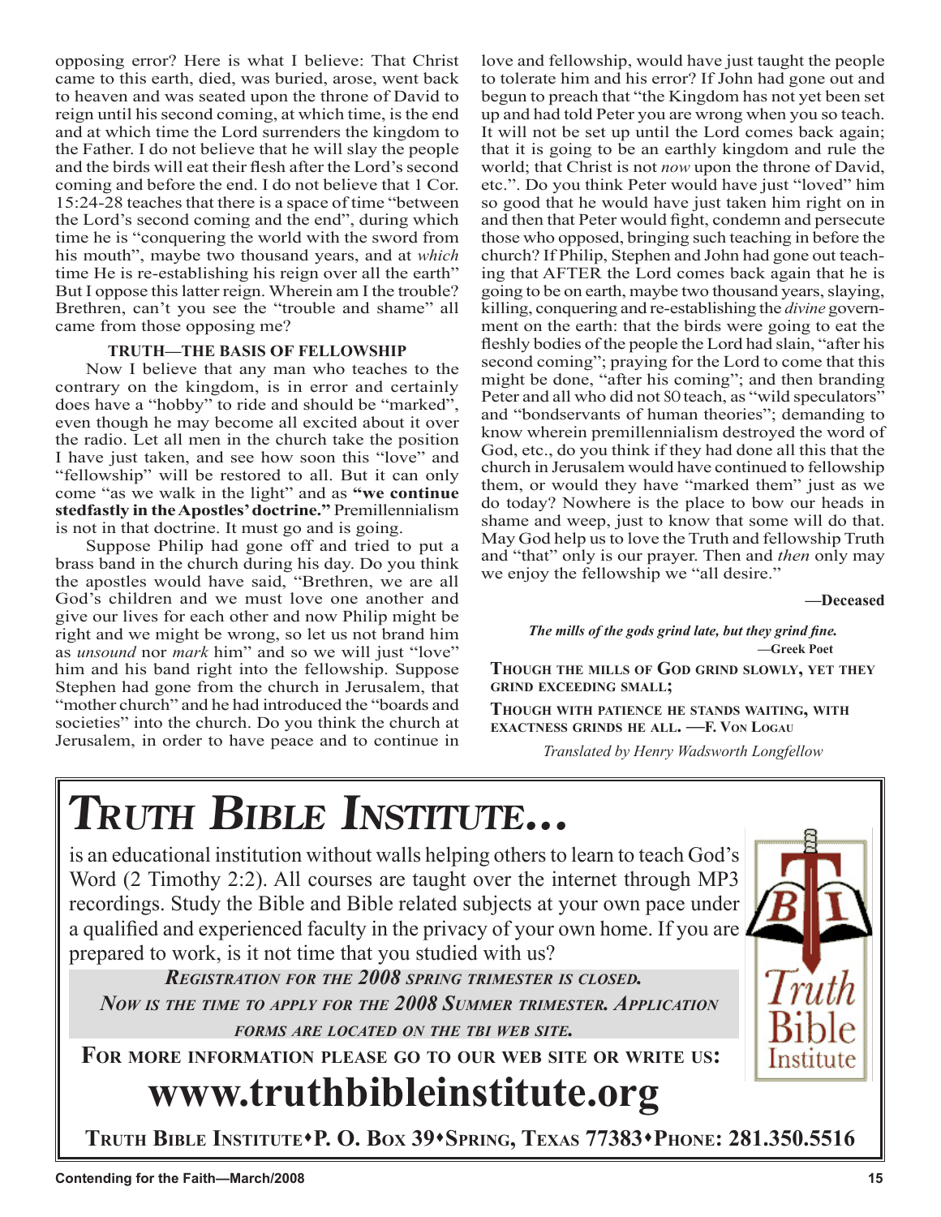opposing error? Here is what I believe: That Christ came to this earth, died, was buried, arose, went back to heaven and was seated upon the throne of David to reign until his second coming, at which time, is the end and at which time the Lord surrenders the kingdom to the Father. I do not believe that he will slay the people and the birds will eat their flesh after the Lord's second coming and before the end. I do not believe that 1 Cor. 15:24-28 teaches that there is a space of time "between the Lord's second coming and the end", during which time he is "conquering the world with the sword from his mouth", maybe two thousand years, and at *which* time He is re-establishing his reign over all the earth" But I oppose this latter reign. Wherein am I the trouble? Brethren, can't you see the "trouble and shame" all came from those opposing me?

**TRUTH—THE BASIS OF FELLOWSHIP**

Now I believe that any man who teaches to the contrary on the kingdom, is in error and certainly does have a "hobby" to ride and should be "marked", even though he may become all excited about it over the radio. Let all men in the church take the position I have just taken, and see how soon this "love" and "fellowship" will be restored to all. But it can only come "as we walk in the light" and as **"we continue stedfastly in the Apostles' doctrine."** Premillennialism is not in that doctrine. It must go and is going.

Suppose Philip had gone off and tried to put a brass band in the church during his day. Do you think the apostles would have said, "Brethren, we are all God's children and we must love one another and give our lives for each other and now Philip might be right and we might be wrong, so let us not brand him as *unsound* nor *mark* him" and so we will just "love" him and his band right into the fellowship. Suppose Stephen had gone from the church in Jerusalem, that "mother church" and he had introduced the "boards and societies" into the church. Do you think the church at Jerusalem, in order to have peace and to continue in love and fellowship, would have just taught the people to tolerate him and his error? If John had gone out and begun to preach that "the Kingdom has not yet been set up and had told Peter you are wrong when you so teach. It will not be set up until the Lord comes back again; that it is going to be an earthly kingdom and rule the world; that Christ is not *now* upon the throne of David, etc.". Do you think Peter would have just "loved" him so good that he would have just taken him right on in and then that Peter would fight, condemn and persecute those who opposed, bringing such teaching in before the church? If Philip, Stephen and John had gone out teaching that AFTER the Lord comes back again that he is going to be on earth, maybe two thousand years, slaying, killing, conquering and re-establishing the *divine* government on the earth: that the birds were going to eat the fleshly bodies of the people the Lord had slain, "after his second coming"; praying for the Lord to come that this might be done, "after his coming"; and then branding Peter and all who did not SO teach, as "wild speculators" and "bondservants of human theories"; demanding to know wherein premillennialism destroyed the word of God, etc., do you think if they had done all this that the church in Jerusalem would have continued to fellowship them, or would they have "marked them" just as we do today? Nowhere is the place to bow our heads in shame and weep, just to know that some will do that. May God help us to love the Truth and fellowship Truth and "that" only is our prayer. Then and *then* only may we enjoy the fellowship we "all desire."

**—Deceased**

***The mills of the gods grind late, but they grind fine.***
**—Greek Poet**

**THOUGH THE MILLS OF GOD GRIND SLOWLY, YET THEY GRIND EXCEEDING SMALL;**

**THOUGH WITH PATIENCE HE STANDS WAITING, WITH EXACTNESS GRINDS HE ALL. —F. VON LOGAU**

*Translated by Henry Wadsworth Longfellow*

# *TRUTH BIBLE INSTITUTE...*

is an educational institution without walls helping others to learn to teach God's Word (2 Timothy 2:2). All courses are taught over the internet through MP3 recordings. Study the Bible and Bible related subjects at your own pace under a qualified and experienced faculty in the privacy of your own home. If you are prepared to work, is it not time that you studied with us?

***REGISTRATION FOR THE 2008 SPRING TRIMESTER IS CLOSED.***
***NOW IS THE TIME TO APPLY FOR THE 2008 SUMMER TRIMESTER. APPLICATION FORMS ARE LOCATED ON THE TBI WEB SITE.***

**FOR MORE INFORMATION PLEASE GO TO OUR WEB SITE OR WRITE US:**

## www.truthbibleinstitute.org

**TRUTH BIBLE INSTITUTE•P. O. BOX 39•SPRING, TEXAS 77383•PHONE: 281.350.5516**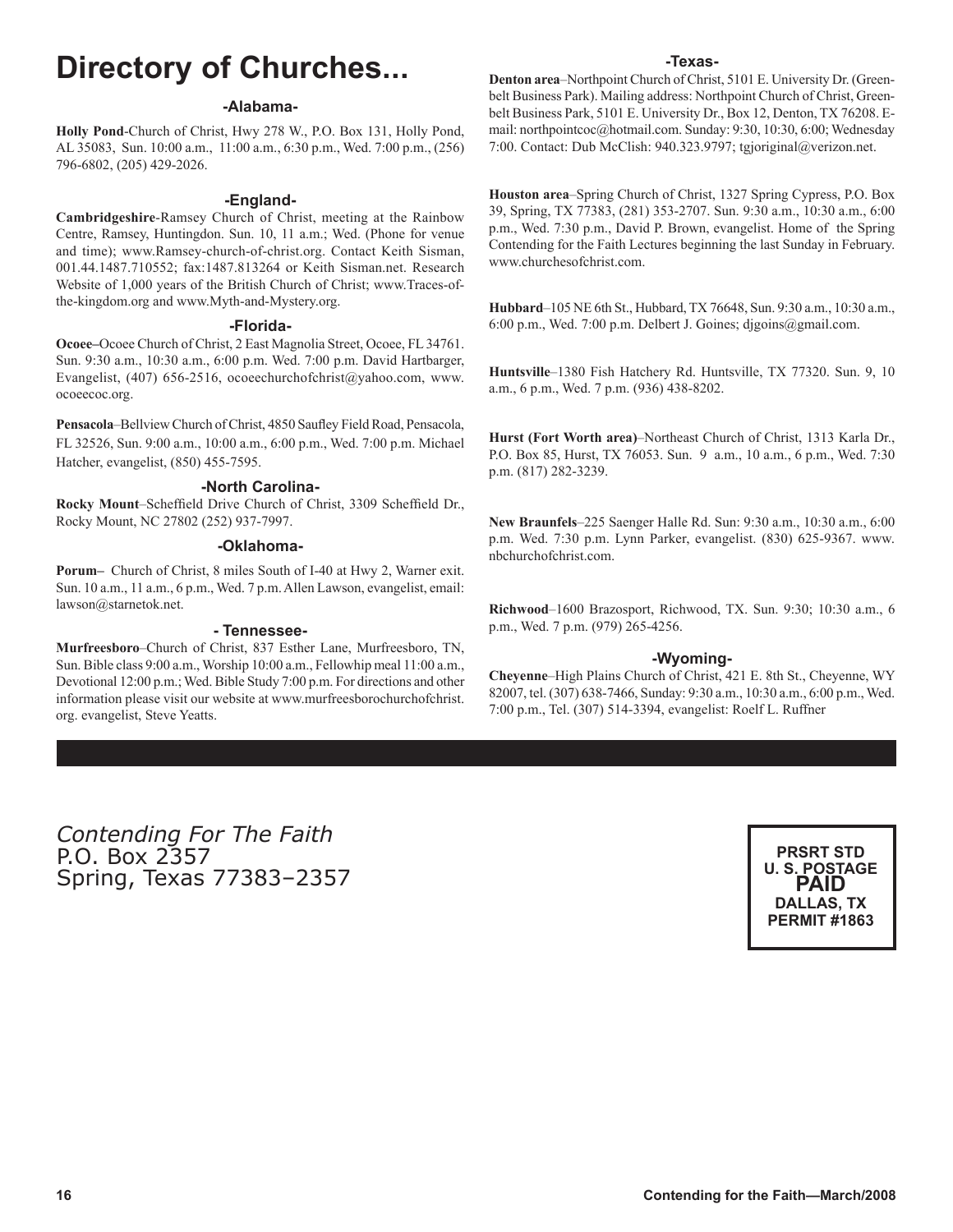# Directory of Churches...

### -Alabama-

**Holly Pond**-Church of Christ, Hwy 278 W., P.O. Box 131, Holly Pond, AL 35083, Sun. 10:00 a.m., 11:00 a.m., 6:30 p.m., Wed. 7:00 p.m., (256) 796-6802, (205) 429-2026.

### -England-

**Cambridgeshire**-Ramsey Church of Christ, meeting at the Rainbow Centre, Ramsey, Huntingdon. Sun. 10, 11 a.m.; Wed. (Phone for venue and time); www.Ramsey-church-of-christ.org. Contact Keith Sisman, 001.44.1487.710552; fax:1487.813264 or Keith Sisman.net. Research Website of 1,000 years of the British Church of Christ; www.Traces-of-the-kingdom.org and www.Myth-and-Mystery.org.

### -Florida-

**Ocoee–**Ocoee Church of Christ, 2 East Magnolia Street, Ocoee, FL 34761. Sun. 9:30 a.m., 10:30 a.m., 6:00 p.m. Wed. 7:00 p.m. David Hartbarger, Evangelist, (407) 656-2516, ocoeechurchofchrist@yahoo.com, www.ocoeecoc.org.

**Pensacola**–Bellview Church of Christ, 4850 Saufley Field Road, Pensacola, FL 32526, Sun. 9:00 a.m., 10:00 a.m., 6:00 p.m., Wed. 7:00 p.m. Michael Hatcher, evangelist, (850) 455-7595.

### -North Carolina-

**Rocky Mount**–Scheffield Drive Church of Christ, 3309 Scheffield Dr., Rocky Mount, NC 27802 (252) 937-7997.

### -Oklahoma-

**Porum–** Church of Christ, 8 miles South of I-40 at Hwy 2, Warner exit. Sun. 10 a.m., 11 a.m., 6 p.m., Wed. 7 p.m. Allen Lawson, evangelist, email: lawson@starnetok.net.

### - Tennessee-

**Murfreesboro**–Church of Christ, 837 Esther Lane, Murfreesboro, TN, Sun. Bible class 9:00 a.m., Worship 10:00 a.m., Fellowhip meal 11:00 a.m., Devotional 12:00 p.m.; Wed. Bible Study 7:00 p.m. For directions and other information please visit our website at www.murfreesborochurchofchrist.org. evangelist, Steve Yeatts.

### -Texas-

**Denton area**–Northpoint Church of Christ, 5101 E. University Dr. (Greenbelt Business Park). Mailing address: Northpoint Church of Christ, Greenbelt Business Park, 5101 E. University Dr., Box 12, Denton, TX 76208. E-mail: northpointcoc@hotmail.com. Sunday: 9:30, 10:30, 6:00; Wednesday 7:00. Contact: Dub McClish: 940.323.9797; tgjoriginal@verizon.net.

**Houston area**–Spring Church of Christ, 1327 Spring Cypress, P.O. Box 39, Spring, TX 77383, (281) 353-2707. Sun. 9:30 a.m., 10:30 a.m., 6:00 p.m., Wed. 7:30 p.m., David P. Brown, evangelist. Home of the Spring Contending for the Faith Lectures beginning the last Sunday in February. www.churchesofchrist.com.

**Hubbard**–105 NE 6th St., Hubbard, TX 76648, Sun. 9:30 a.m., 10:30 a.m., 6:00 p.m., Wed. 7:00 p.m. Delbert J. Goines; djgoins@gmail.com.

**Huntsville**–1380 Fish Hatchery Rd. Huntsville, TX 77320. Sun. 9, 10 a.m., 6 p.m., Wed. 7 p.m. (936) 438-8202.

**Hurst (Fort Worth area)**–Northeast Church of Christ, 1313 Karla Dr., P.O. Box 85, Hurst, TX 76053. Sun. 9 a.m., 10 a.m., 6 p.m., Wed. 7:30 p.m. (817) 282-3239.

**New Braunfels**–225 Saenger Halle Rd. Sun: 9:30 a.m., 10:30 a.m., 6:00 p.m. Wed. 7:30 p.m. Lynn Parker, evangelist. (830) 625-9367. www.nbchurchofchrist.com.

**Richwood**–1600 Brazosport, Richwood, TX. Sun. 9:30; 10:30 a.m., 6 p.m., Wed. 7 p.m. (979) 265-4256.

### -Wyoming-

**Cheyenne**–High Plains Church of Christ, 421 E. 8th St., Cheyenne, WY 82007, tel. (307) 638-7466, Sunday: 9:30 a.m., 10:30 a.m., 6:00 p.m., Wed. 7:00 p.m., Tel. (307) 514-3394, evangelist: Roelf L. Ruffner

*Contending For The Faith*
P.O. Box 2357
Spring, Texas 77383–2357

PRSRT STD
U. S. POSTAGE
**PAID**
DALLAS, TX
PERMIT #1863